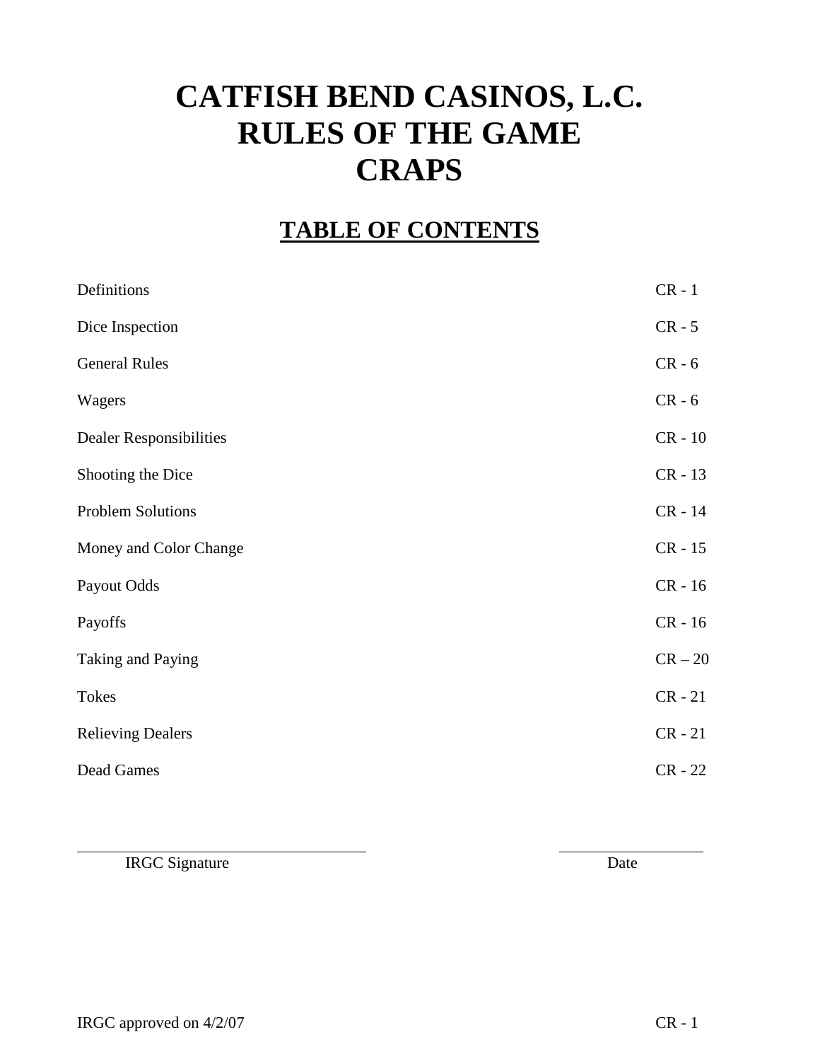# CATFISH BEND CASINOS, L.C.
# RULES OF THE GAME
# CRAPS

## TABLE OF CONTENTS

| | |
|---|---|
| Definitions | CR - 1 |
| Dice Inspection | CR - 5 |
| General Rules | CR - 6 |
| Wagers | CR - 6 |
| Dealer Responsibilities | CR - 10 |
| Shooting the Dice | CR - 13 |
| Problem Solutions | CR - 14 |
| Money and Color Change | CR - 15 |
| Payout Odds | CR - 16 |
| Payoffs | CR - 16 |
| Taking and Paying | CR – 20 |
| Tokes | CR - 21 |
| Relieving Dealers | CR - 21 |
| Dead Games | CR - 22 |

\_\_\_\_\_\_\_\_\_\_\_\_\_\_\_\_\_\_\_\_\_\_\_\_\_\_\_\_\_\_\_\_ \_\_\_\_\_\_\_\_\_\_\_\_\_\_\_\_

IRGC Signature Date

IRGC approved on 4/2/07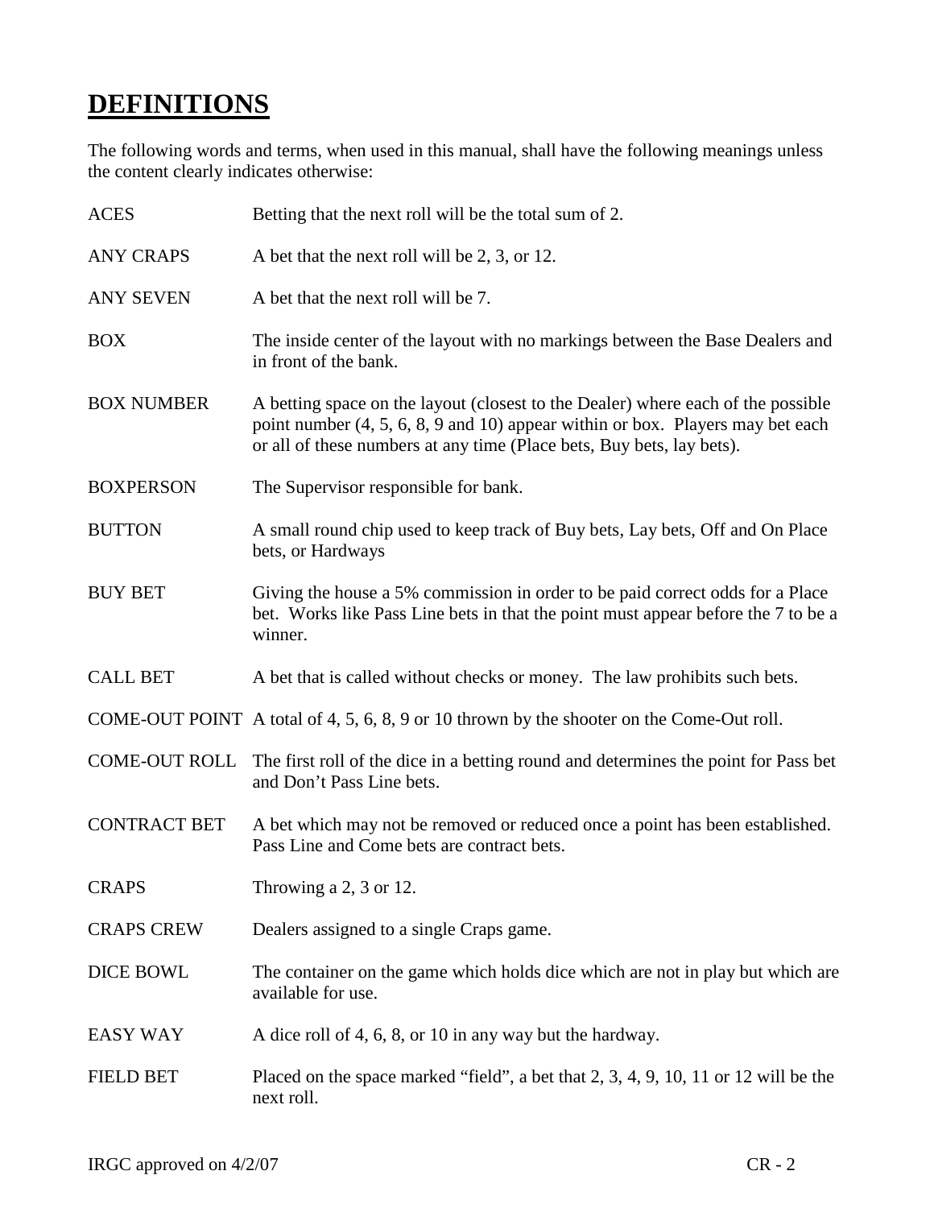# DEFINITIONS

The following words and terms, when used in this manual, shall have the following meanings unless the content clearly indicates otherwise:

| | |
|---|---|
| ACES | Betting that the next roll will be the total sum of 2. |
| ANY CRAPS | A bet that the next roll will be 2, 3, or 12. |
| ANY SEVEN | A bet that the next roll will be 7. |
| BOX | The inside center of the layout with no markings between the Base Dealers and in front of the bank. |
| BOX NUMBER | A betting space on the layout (closest to the Dealer) where each of the possible point number (4, 5, 6, 8, 9 and 10) appear within or box. Players may bet each or all of these numbers at any time (Place bets, Buy bets, lay bets). |
| BOXPERSON | The Supervisor responsible for bank. |
| BUTTON | A small round chip used to keep track of Buy bets, Lay bets, Off and On Place bets, or Hardways |
| BUY BET | Giving the house a 5% commission in order to be paid correct odds for a Place bet. Works like Pass Line bets in that the point must appear before the 7 to be a winner. |
| CALL BET | A bet that is called without checks or money. The law prohibits such bets. |
| COME-OUT POINT | A total of 4, 5, 6, 8, 9 or 10 thrown by the shooter on the Come-Out roll. |
| COME-OUT ROLL | The first roll of the dice in a betting round and determines the point for Pass bet and Don't Pass Line bets. |
| CONTRACT BET | A bet which may not be removed or reduced once a point has been established. Pass Line and Come bets are contract bets. |
| CRAPS | Throwing a 2, 3 or 12. |
| CRAPS CREW | Dealers assigned to a single Craps game. |
| DICE BOWL | The container on the game which holds dice which are not in play but which are available for use. |
| EASY WAY | A dice roll of 4, 6, 8, or 10 in any way but the hardway. |
| FIELD BET | Placed on the space marked "field", a bet that 2, 3, 4, 9, 10, 11 or 12 will be the next roll. |

IRGC approved on 4/2/07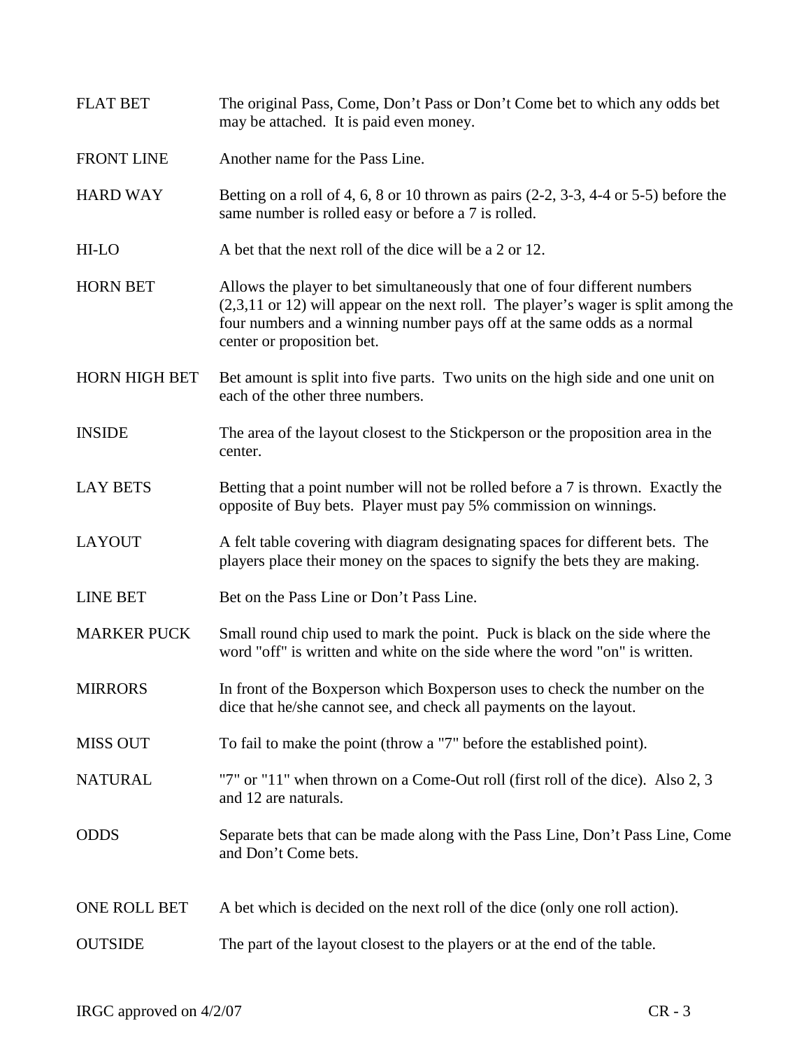| | |
|---|---|
| FLAT BET | The original Pass, Come, Don't Pass or Don't Come bet to which any odds bet may be attached. It is paid even money. |
| FRONT LINE | Another name for the Pass Line. |
| HARD WAY | Betting on a roll of 4, 6, 8 or 10 thrown as pairs (2-2, 3-3, 4-4 or 5-5) before the same number is rolled easy or before a 7 is rolled. |
| HI-LO | A bet that the next roll of the dice will be a 2 or 12. |
| HORN BET | Allows the player to bet simultaneously that one of four different numbers (2,3,11 or 12) will appear on the next roll. The player's wager is split among the four numbers and a winning number pays off at the same odds as a normal center or proposition bet. |
| HORN HIGH BET | Bet amount is split into five parts. Two units on the high side and one unit on each of the other three numbers. |
| INSIDE | The area of the layout closest to the Stickperson or the proposition area in the center. |
| LAY BETS | Betting that a point number will not be rolled before a 7 is thrown. Exactly the opposite of Buy bets. Player must pay 5% commission on winnings. |
| LAYOUT | A felt table covering with diagram designating spaces for different bets. The players place their money on the spaces to signify the bets they are making. |
| LINE BET | Bet on the Pass Line or Don't Pass Line. |
| MARKER PUCK | Small round chip used to mark the point. Puck is black on the side where the word "off" is written and white on the side where the word "on" is written. |
| MIRRORS | In front of the Boxperson which Boxperson uses to check the number on the dice that he/she cannot see, and check all payments on the layout. |
| MISS OUT | To fail to make the point (throw a "7" before the established point). |
| NATURAL | "7" or "11" when thrown on a Come-Out roll (first roll of the dice). Also 2, 3 and 12 are naturals. |
| ODDS | Separate bets that can be made along with the Pass Line, Don't Pass Line, Come and Don't Come bets. |
| ONE ROLL BET | A bet which is decided on the next roll of the dice (only one roll action). |
| OUTSIDE | The part of the layout closest to the players or at the end of the table. |

IRGC approved on 4/2/07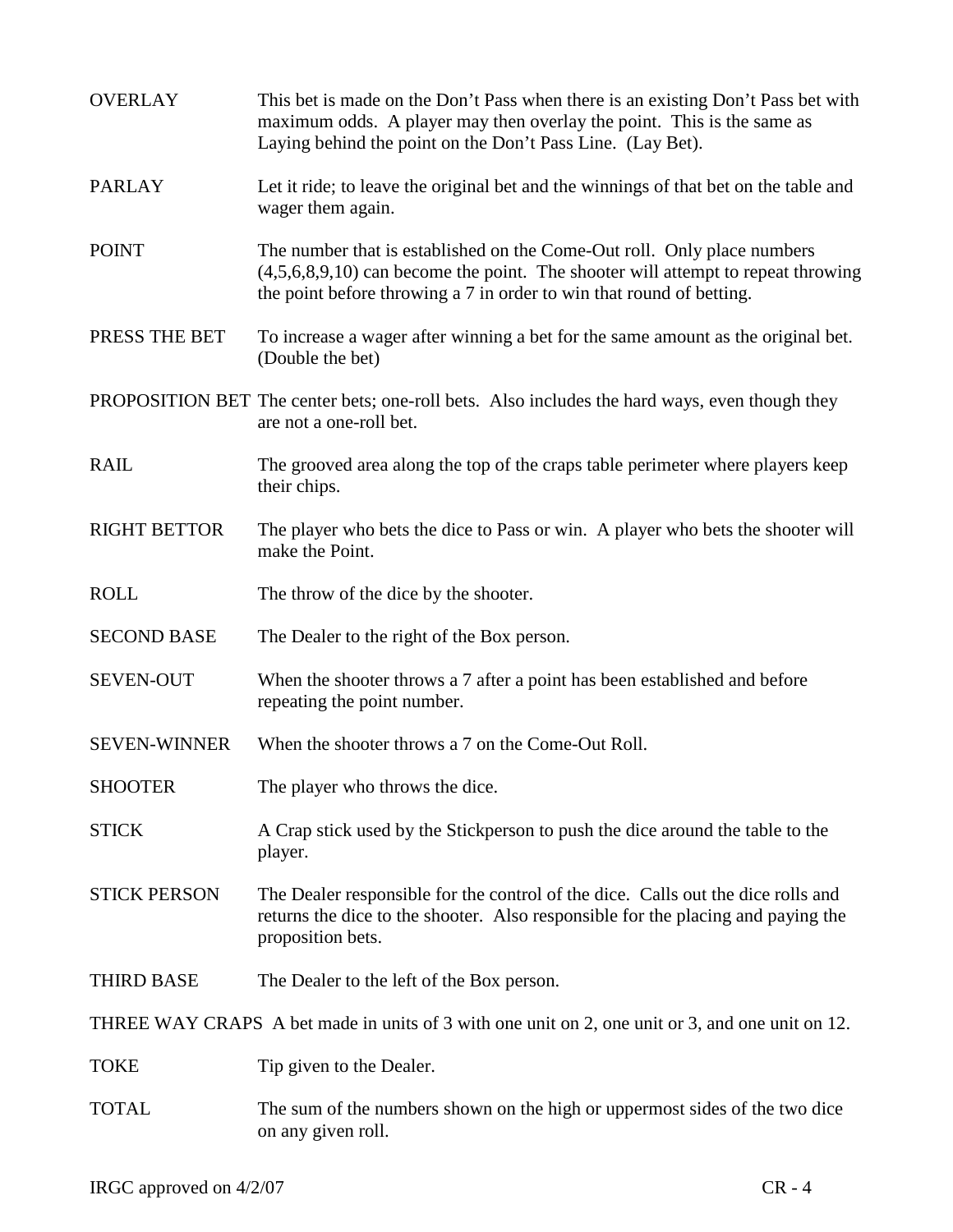| | |
|---|---|
| OVERLAY | This bet is made on the Don't Pass when there is an existing Don't Pass bet with maximum odds. A player may then overlay the point. This is the same as Laying behind the point on the Don't Pass Line. (Lay Bet). |
| PARLAY | Let it ride; to leave the original bet and the winnings of that bet on the table and wager them again. |
| POINT | The number that is established on the Come-Out roll. Only place numbers (4,5,6,8,9,10) can become the point. The shooter will attempt to repeat throwing the point before throwing a 7 in order to win that round of betting. |
| PRESS THE BET | To increase a wager after winning a bet for the same amount as the original bet. (Double the bet) |
| PROPOSITION BET | The center bets; one-roll bets. Also includes the hard ways, even though they are not a one-roll bet. |
| RAIL | The grooved area along the top of the craps table perimeter where players keep their chips. |
| RIGHT BETTOR | The player who bets the dice to Pass or win. A player who bets the shooter will make the Point. |
| ROLL | The throw of the dice by the shooter. |
| SECOND BASE | The Dealer to the right of the Box person. |
| SEVEN-OUT | When the shooter throws a 7 after a point has been established and before repeating the point number. |
| SEVEN-WINNER | When the shooter throws a 7 on the Come-Out Roll. |
| SHOOTER | The player who throws the dice. |
| STICK | A Crap stick used by the Stickperson to push the dice around the table to the player. |
| STICK PERSON | The Dealer responsible for the control of the dice. Calls out the dice rolls and returns the dice to the shooter. Also responsible for the placing and paying the proposition bets. |
| THIRD BASE | The Dealer to the left of the Box person. |
| THREE WAY CRAPS | A bet made in units of 3 with one unit on 2, one unit or 3, and one unit on 12. |
| TOKE | Tip given to the Dealer. |
| TOTAL | The sum of the numbers shown on the high or uppermost sides of the two dice on any given roll. |

IRGC approved on 4/2/07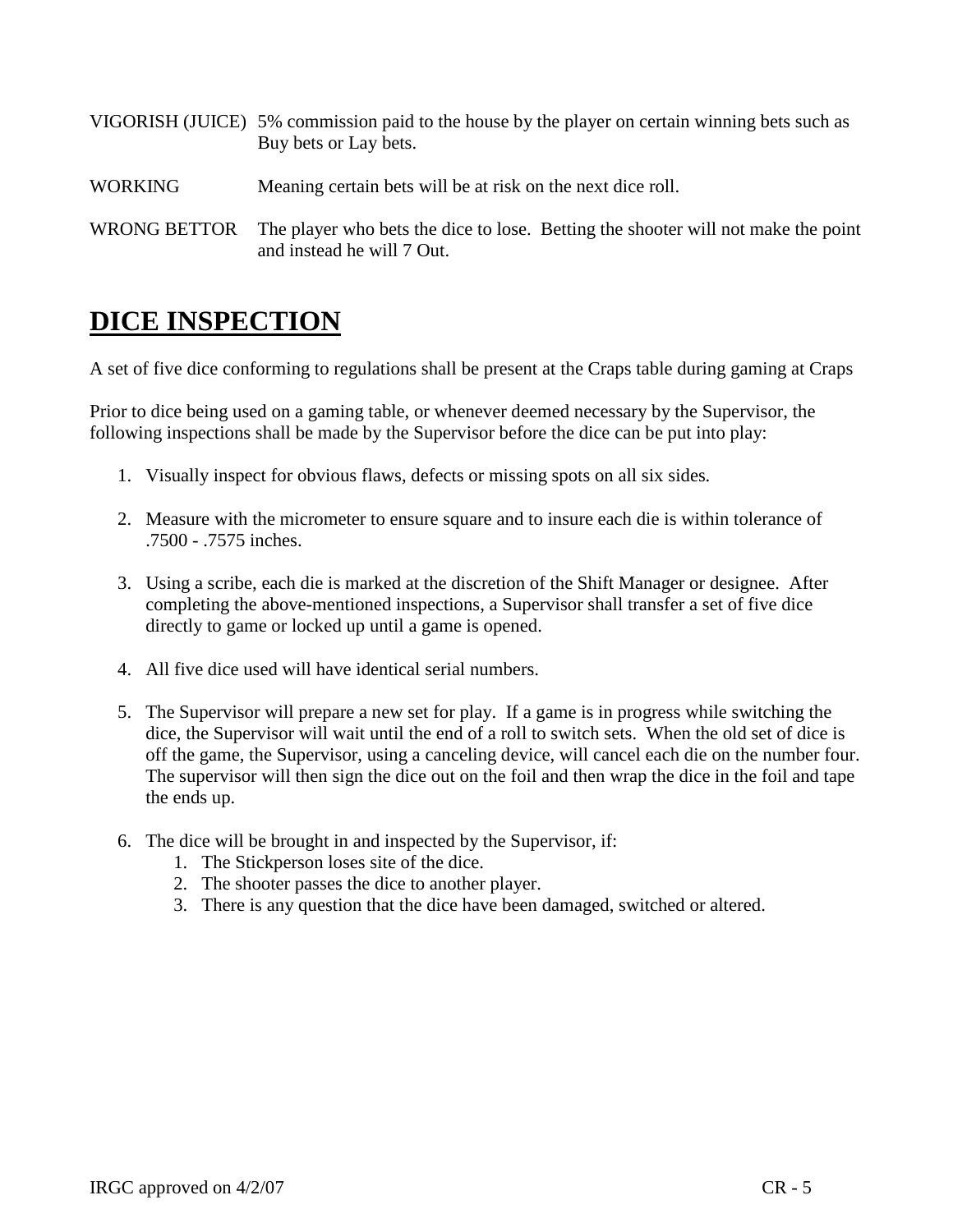VIGORISH (JUICE) 5% commission paid to the house by the player on certain winning bets such as Buy bets or Lay bets.

WORKING Meaning certain bets will be at risk on the next dice roll.

WRONG BETTOR The player who bets the dice to lose. Betting the shooter will not make the point and instead he will 7 Out.

## DICE INSPECTION

A set of five dice conforming to regulations shall be present at the Craps table during gaming at Craps

Prior to dice being used on a gaming table, or whenever deemed necessary by the Supervisor, the following inspections shall be made by the Supervisor before the dice can be put into play:

1. Visually inspect for obvious flaws, defects or missing spots on all six sides.

2. Measure with the micrometer to ensure square and to insure each die is within tolerance of .7500 - .7575 inches.

3. Using a scribe, each die is marked at the discretion of the Shift Manager or designee. After completing the above-mentioned inspections, a Supervisor shall transfer a set of five dice directly to game or locked up until a game is opened.

4. All five dice used will have identical serial numbers.

5. The Supervisor will prepare a new set for play. If a game is in progress while switching the dice, the Supervisor will wait until the end of a roll to switch sets. When the old set of dice is off the game, the Supervisor, using a canceling device, will cancel each die on the number four. The supervisor will then sign the dice out on the foil and then wrap the dice in the foil and tape the ends up.

6. The dice will be brought in and inspected by the Supervisor, if:
   1. The Stickperson loses site of the dice.
   2. The shooter passes the dice to another player.
   3. There is any question that the dice have been damaged, switched or altered.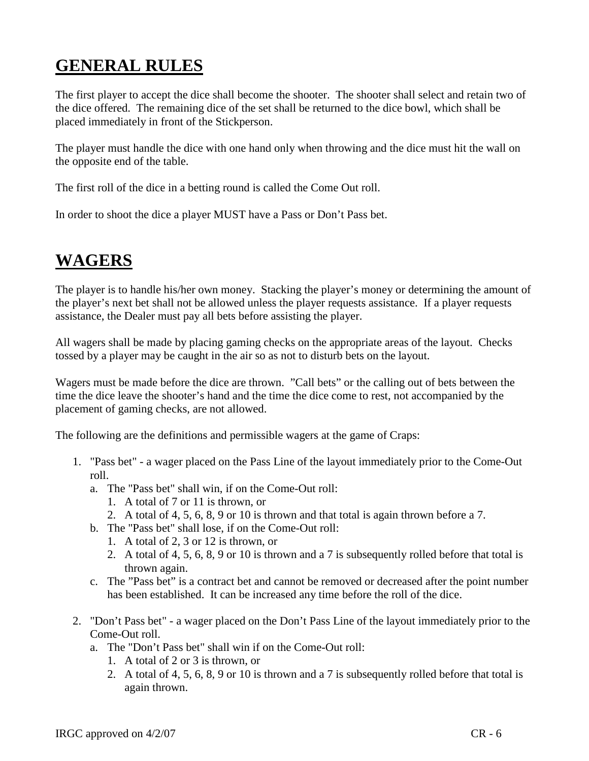## GENERAL RULES

The first player to accept the dice shall become the shooter. The shooter shall select and retain two of the dice offered. The remaining dice of the set shall be returned to the dice bowl, which shall be placed immediately in front of the Stickperson.

The player must handle the dice with one hand only when throwing and the dice must hit the wall on the opposite end of the table.

The first roll of the dice in a betting round is called the Come Out roll.

In order to shoot the dice a player MUST have a Pass or Don't Pass bet.

## WAGERS

The player is to handle his/her own money. Stacking the player's money or determining the amount of the player's next bet shall not be allowed unless the player requests assistance. If a player requests assistance, the Dealer must pay all bets before assisting the player.

All wagers shall be made by placing gaming checks on the appropriate areas of the layout. Checks tossed by a player may be caught in the air so as not to disturb bets on the layout.

Wagers must be made before the dice are thrown. "Call bets" or the calling out of bets between the time the dice leave the shooter's hand and the time the dice come to rest, not accompanied by the placement of gaming checks, are not allowed.

The following are the definitions and permissible wagers at the game of Craps:

1. "Pass bet" - a wager placed on the Pass Line of the layout immediately prior to the Come-Out roll.
   a. The "Pass bet" shall win, if on the Come-Out roll:
      1. A total of 7 or 11 is thrown, or
      2. A total of 4, 5, 6, 8, 9 or 10 is thrown and that total is again thrown before a 7.
   b. The "Pass bet" shall lose, if on the Come-Out roll:
      1. A total of 2, 3 or 12 is thrown, or
      2. A total of 4, 5, 6, 8, 9 or 10 is thrown and a 7 is subsequently rolled before that total is thrown again.
   c. The "Pass bet" is a contract bet and cannot be removed or decreased after the point number has been established. It can be increased any time before the roll of the dice.

2. "Don't Pass bet" - a wager placed on the Don't Pass Line of the layout immediately prior to the Come-Out roll.
   a. The "Don't Pass bet" shall win if on the Come-Out roll:
      1. A total of 2 or 3 is thrown, or
      2. A total of 4, 5, 6, 8, 9 or 10 is thrown and a 7 is subsequently rolled before that total is again thrown.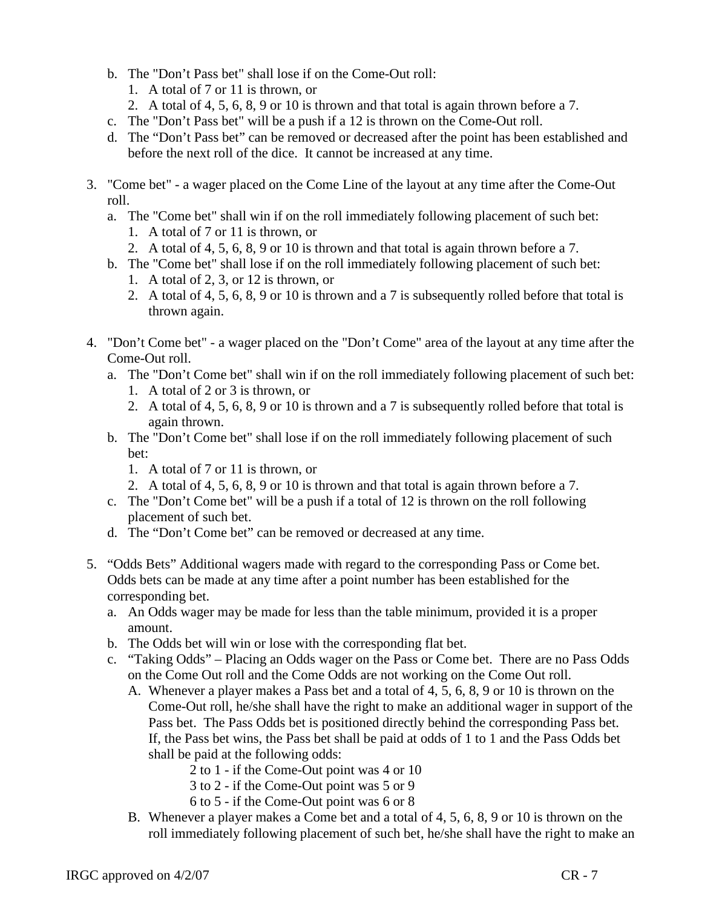b. The "Don't Pass bet" shall lose if on the Come-Out roll:
   1. A total of 7 or 11 is thrown, or
   2. A total of 4, 5, 6, 8, 9 or 10 is thrown and that total is again thrown before a 7.

c. The "Don't Pass bet" will be a push if a 12 is thrown on the Come-Out roll.

d. The "Don't Pass bet" can be removed or decreased after the point has been established and before the next roll of the dice. It cannot be increased at any time.

3. "Come bet" - a wager placed on the Come Line of the layout at any time after the Come-Out roll.
   a. The "Come bet" shall win if on the roll immediately following placement of such bet:
      1. A total of 7 or 11 is thrown, or
      2. A total of 4, 5, 6, 8, 9 or 10 is thrown and that total is again thrown before a 7.
   b. The "Come bet" shall lose if on the roll immediately following placement of such bet:
      1. A total of 2, 3, or 12 is thrown, or
      2. A total of 4, 5, 6, 8, 9 or 10 is thrown and a 7 is subsequently rolled before that total is thrown again.

4. "Don't Come bet" - a wager placed on the "Don't Come" area of the layout at any time after the Come-Out roll.
   a. The "Don't Come bet" shall win if on the roll immediately following placement of such bet:
      1. A total of 2 or 3 is thrown, or
      2. A total of 4, 5, 6, 8, 9 or 10 is thrown and a 7 is subsequently rolled before that total is again thrown.
   b. The "Don't Come bet" shall lose if on the roll immediately following placement of such bet:
      1. A total of 7 or 11 is thrown, or
      2. A total of 4, 5, 6, 8, 9 or 10 is thrown and that total is again thrown before a 7.
   c. The "Don't Come bet" will be a push if a total of 12 is thrown on the roll following placement of such bet.
   d. The "Don't Come bet" can be removed or decreased at any time.

5. "Odds Bets" Additional wagers made with regard to the corresponding Pass or Come bet. Odds bets can be made at any time after a point number has been established for the corresponding bet.
   a. An Odds wager may be made for less than the table minimum, provided it is a proper amount.
   b. The Odds bet will win or lose with the corresponding flat bet.
   c. "Taking Odds" – Placing an Odds wager on the Pass or Come bet. There are no Pass Odds on the Come Out roll and the Come Odds are not working on the Come Out roll.
      A. Whenever a player makes a Pass bet and a total of 4, 5, 6, 8, 9 or 10 is thrown on the Come-Out roll, he/she shall have the right to make an additional wager in support of the Pass bet. The Pass Odds bet is positioned directly behind the corresponding Pass bet. If, the Pass bet wins, the Pass bet shall be paid at odds of 1 to 1 and the Pass Odds bet shall be paid at the following odds:

         2 to 1 - if the Come-Out point was 4 or 10
         3 to 2 - if the Come-Out point was 5 or 9
         6 to 5 - if the Come-Out point was 6 or 8

      B. Whenever a player makes a Come bet and a total of 4, 5, 6, 8, 9 or 10 is thrown on the roll immediately following placement of such bet, he/she shall have the right to make an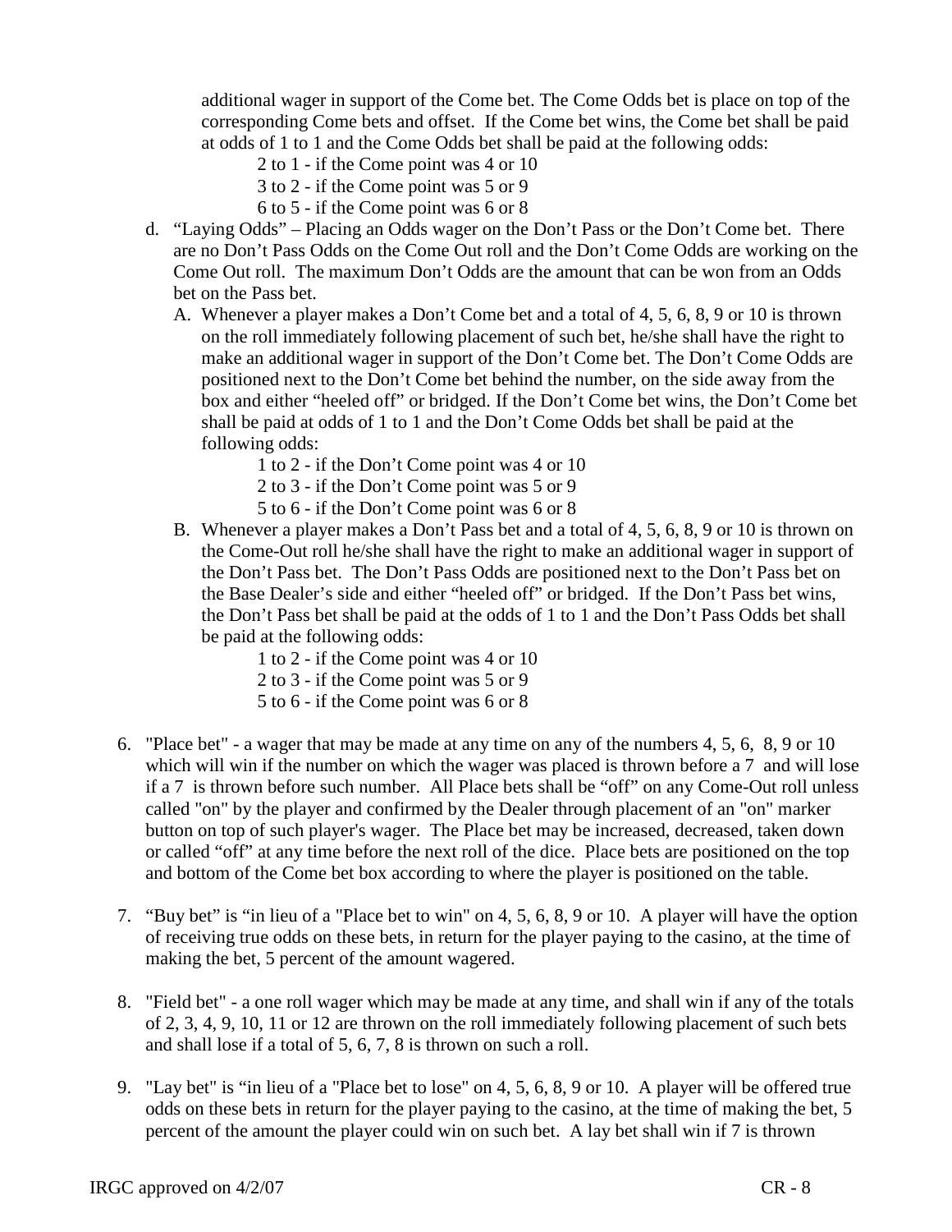additional wager in support of the Come bet. The Come Odds bet is place on top of the corresponding Come bets and offset. If the Come bet wins, the Come bet shall be paid at odds of 1 to 1 and the Come Odds bet shall be paid at the following odds:

2 to 1 - if the Come point was 4 or 10
3 to 2 - if the Come point was 5 or 9
6 to 5 - if the Come point was 6 or 8

d. "Laying Odds" – Placing an Odds wager on the Don't Pass or the Don't Come bet. There are no Don't Pass Odds on the Come Out roll and the Don't Come Odds are working on the Come Out roll. The maximum Don't Odds are the amount that can be won from an Odds bet on the Pass bet.

   A. Whenever a player makes a Don't Come bet and a total of 4, 5, 6, 8, 9 or 10 is thrown on the roll immediately following placement of such bet, he/she shall have the right to make an additional wager in support of the Don't Come bet. The Don't Come Odds are positioned next to the Don't Come bet behind the number, on the side away from the box and either "heeled off" or bridged. If the Don't Come bet wins, the Don't Come bet shall be paid at odds of 1 to 1 and the Don't Come Odds bet shall be paid at the following odds:

      1 to 2 - if the Don't Come point was 4 or 10
      2 to 3 - if the Don't Come point was 5 or 9
      5 to 6 - if the Don't Come point was 6 or 8

   B. Whenever a player makes a Don't Pass bet and a total of 4, 5, 6, 8, 9 or 10 is thrown on the Come-Out roll he/she shall have the right to make an additional wager in support of the Don't Pass bet. The Don't Pass Odds are positioned next to the Don't Pass bet on the Base Dealer's side and either "heeled off" or bridged. If the Don't Pass bet wins, the Don't Pass bet shall be paid at the odds of 1 to 1 and the Don't Pass Odds bet shall be paid at the following odds:

      1 to 2 - if the Come point was 4 or 10
      2 to 3 - if the Come point was 5 or 9
      5 to 6 - if the Come point was 6 or 8

6. "Place bet" - a wager that may be made at any time on any of the numbers 4, 5, 6, 8, 9 or 10 which will win if the number on which the wager was placed is thrown before a 7 and will lose if a 7 is thrown before such number. All Place bets shall be "off" on any Come-Out roll unless called "on" by the player and confirmed by the Dealer through placement of an "on" marker button on top of such player's wager. The Place bet may be increased, decreased, taken down or called "off" at any time before the next roll of the dice. Place bets are positioned on the top and bottom of the Come bet box according to where the player is positioned on the table.

7. "Buy bet" is "in lieu of a "Place bet to win" on 4, 5, 6, 8, 9 or 10. A player will have the option of receiving true odds on these bets, in return for the player paying to the casino, at the time of making the bet, 5 percent of the amount wagered.

8. "Field bet" - a one roll wager which may be made at any time, and shall win if any of the totals of 2, 3, 4, 9, 10, 11 or 12 are thrown on the roll immediately following placement of such bets and shall lose if a total of 5, 6, 7, 8 is thrown on such a roll.

9. "Lay bet" is "in lieu of a "Place bet to lose" on 4, 5, 6, 8, 9 or 10. A player will be offered true odds on these bets in return for the player paying to the casino, at the time of making the bet, 5 percent of the amount the player could win on such bet. A lay bet shall win if 7 is thrown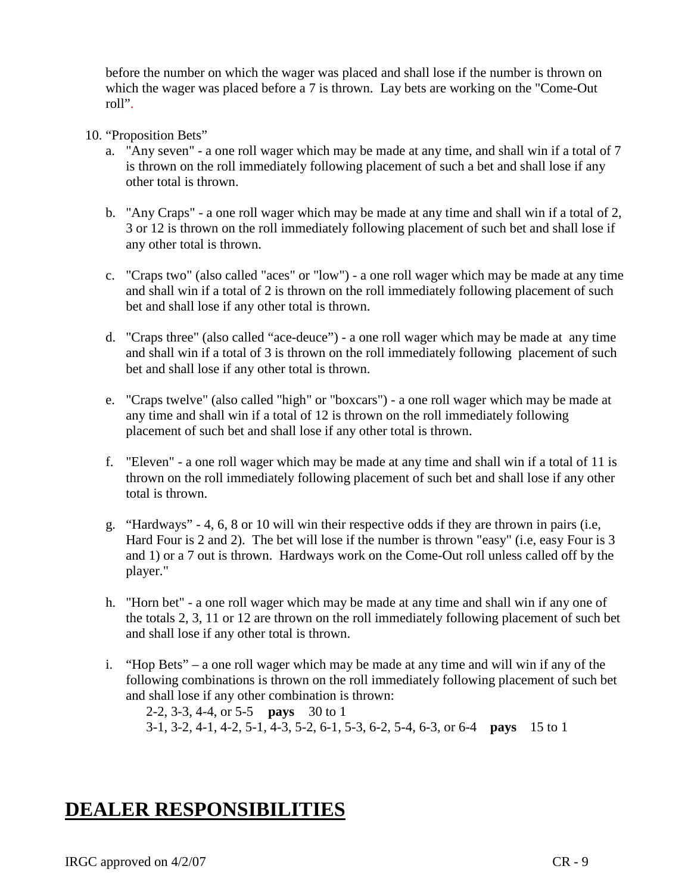before the number on which the wager was placed and shall lose if the number is thrown on which the wager was placed before a 7 is thrown. Lay bets are working on the "Come-Out roll".

10. "Proposition Bets"
    a. "Any seven" - a one roll wager which may be made at any time, and shall win if a total of 7 is thrown on the roll immediately following placement of such a bet and shall lose if any other total is thrown.

    b. "Any Craps" - a one roll wager which may be made at any time and shall win if a total of 2, 3 or 12 is thrown on the roll immediately following placement of such bet and shall lose if any other total is thrown.

    c. "Craps two" (also called "aces" or "low") - a one roll wager which may be made at any time and shall win if a total of 2 is thrown on the roll immediately following placement of such bet and shall lose if any other total is thrown.

    d. "Craps three" (also called "ace-deuce") - a one roll wager which may be made at any time and shall win if a total of 3 is thrown on the roll immediately following placement of such bet and shall lose if any other total is thrown.

    e. "Craps twelve" (also called "high" or "boxcars") - a one roll wager which may be made at any time and shall win if a total of 12 is thrown on the roll immediately following placement of such bet and shall lose if any other total is thrown.

    f. "Eleven" - a one roll wager which may be made at any time and shall win if a total of 11 is thrown on the roll immediately following placement of such bet and shall lose if any other total is thrown.

    g. "Hardways" - 4, 6, 8 or 10 will win their respective odds if they are thrown in pairs (i.e, Hard Four is 2 and 2). The bet will lose if the number is thrown "easy" (i.e, easy Four is 3 and 1) or a 7 out is thrown. Hardways work on the Come-Out roll unless called off by the player."

    h. "Horn bet" - a one roll wager which may be made at any time and shall win if any one of the totals 2, 3, 11 or 12 are thrown on the roll immediately following placement of such bet and shall lose if any other total is thrown.

    i. "Hop Bets" – a one roll wager which may be made at any time and will win if any of the following combinations is thrown on the roll immediately following placement of such bet and shall lose if any other combination is thrown:

       2-2, 3-3, 4-4, or 5-5 **pays** 30 to 1
       3-1, 3-2, 4-1, 4-2, 5-1, 4-3, 5-2, 6-1, 5-3, 6-2, 5-4, 6-3, or 6-4 **pays** 15 to 1

# DEALER RESPONSIBILITIES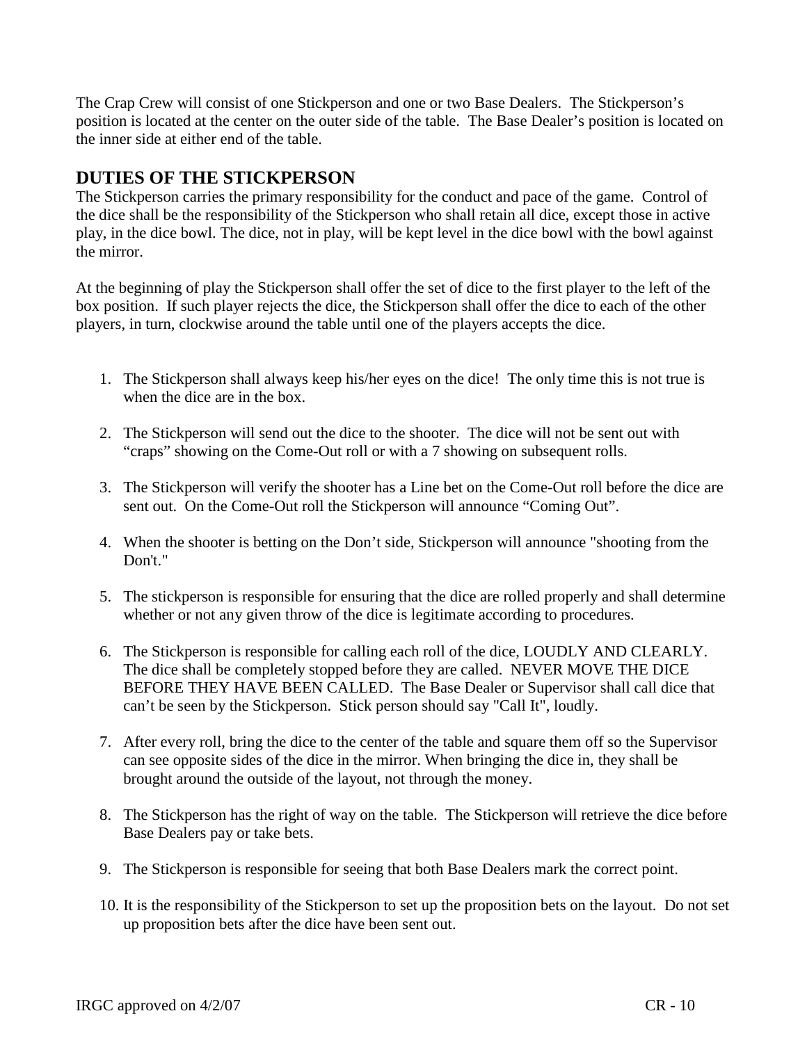The Crap Crew will consist of one Stickperson and one or two Base Dealers. The Stickperson's position is located at the center on the outer side of the table. The Base Dealer's position is located on the inner side at either end of the table.

## DUTIES OF THE STICKPERSON

The Stickperson carries the primary responsibility for the conduct and pace of the game. Control of the dice shall be the responsibility of the Stickperson who shall retain all dice, except those in active play, in the dice bowl. The dice, not in play, will be kept level in the dice bowl with the bowl against the mirror.

At the beginning of play the Stickperson shall offer the set of dice to the first player to the left of the box position. If such player rejects the dice, the Stickperson shall offer the dice to each of the other players, in turn, clockwise around the table until one of the players accepts the dice.

1. The Stickperson shall always keep his/her eyes on the dice! The only time this is not true is when the dice are in the box.

2. The Stickperson will send out the dice to the shooter. The dice will not be sent out with "craps" showing on the Come-Out roll or with a 7 showing on subsequent rolls.

3. The Stickperson will verify the shooter has a Line bet on the Come-Out roll before the dice are sent out. On the Come-Out roll the Stickperson will announce "Coming Out".

4. When the shooter is betting on the Don't side, Stickperson will announce "shooting from the Don't."

5. The stickperson is responsible for ensuring that the dice are rolled properly and shall determine whether or not any given throw of the dice is legitimate according to procedures.

6. The Stickperson is responsible for calling each roll of the dice, LOUDLY AND CLEARLY. The dice shall be completely stopped before they are called. NEVER MOVE THE DICE BEFORE THEY HAVE BEEN CALLED. The Base Dealer or Supervisor shall call dice that can't be seen by the Stickperson. Stick person should say "Call It", loudly.

7. After every roll, bring the dice to the center of the table and square them off so the Supervisor can see opposite sides of the dice in the mirror. When bringing the dice in, they shall be brought around the outside of the layout, not through the money.

8. The Stickperson has the right of way on the table. The Stickperson will retrieve the dice before Base Dealers pay or take bets.

9. The Stickperson is responsible for seeing that both Base Dealers mark the correct point.

10. It is the responsibility of the Stickperson to set up the proposition bets on the layout. Do not set up proposition bets after the dice have been sent out.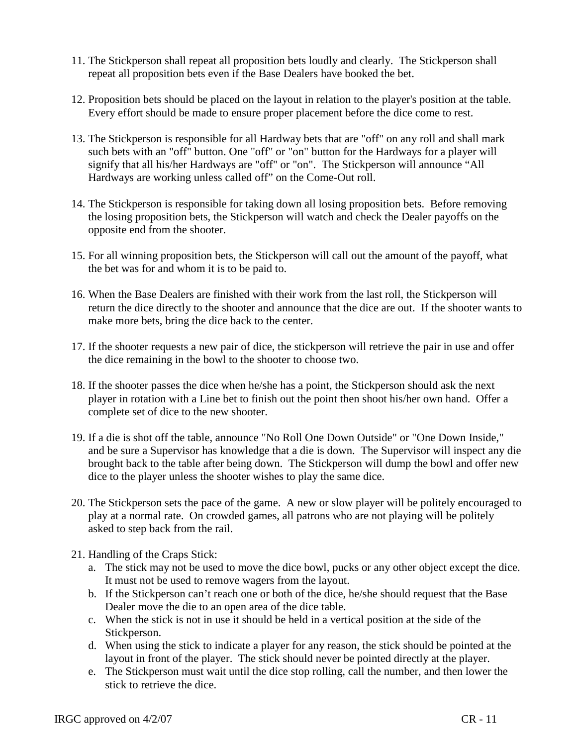11. The Stickperson shall repeat all proposition bets loudly and clearly. The Stickperson shall repeat all proposition bets even if the Base Dealers have booked the bet.

12. Proposition bets should be placed on the layout in relation to the player's position at the table. Every effort should be made to ensure proper placement before the dice come to rest.

13. The Stickperson is responsible for all Hardway bets that are "off" on any roll and shall mark such bets with an "off" button. One "off" or "on" button for the Hardways for a player will signify that all his/her Hardways are "off" or "on". The Stickperson will announce "All Hardways are working unless called off" on the Come-Out roll.

14. The Stickperson is responsible for taking down all losing proposition bets. Before removing the losing proposition bets, the Stickperson will watch and check the Dealer payoffs on the opposite end from the shooter.

15. For all winning proposition bets, the Stickperson will call out the amount of the payoff, what the bet was for and whom it is to be paid to.

16. When the Base Dealers are finished with their work from the last roll, the Stickperson will return the dice directly to the shooter and announce that the dice are out. If the shooter wants to make more bets, bring the dice back to the center.

17. If the shooter requests a new pair of dice, the stickperson will retrieve the pair in use and offer the dice remaining in the bowl to the shooter to choose two.

18. If the shooter passes the dice when he/she has a point, the Stickperson should ask the next player in rotation with a Line bet to finish out the point then shoot his/her own hand. Offer a complete set of dice to the new shooter.

19. If a die is shot off the table, announce "No Roll One Down Outside" or "One Down Inside," and be sure a Supervisor has knowledge that a die is down. The Supervisor will inspect any die brought back to the table after being down. The Stickperson will dump the bowl and offer new dice to the player unless the shooter wishes to play the same dice.

20. The Stickperson sets the pace of the game. A new or slow player will be politely encouraged to play at a normal rate. On crowded games, all patrons who are not playing will be politely asked to step back from the rail.

21. Handling of the Craps Stick:
    a. The stick may not be used to move the dice bowl, pucks or any other object except the dice. It must not be used to remove wagers from the layout.
    b. If the Stickperson can't reach one or both of the dice, he/she should request that the Base Dealer move the die to an open area of the dice table.
    c. When the stick is not in use it should be held in a vertical position at the side of the Stickperson.
    d. When using the stick to indicate a player for any reason, the stick should be pointed at the layout in front of the player. The stick should never be pointed directly at the player.
    e. The Stickperson must wait until the dice stop rolling, call the number, and then lower the stick to retrieve the dice.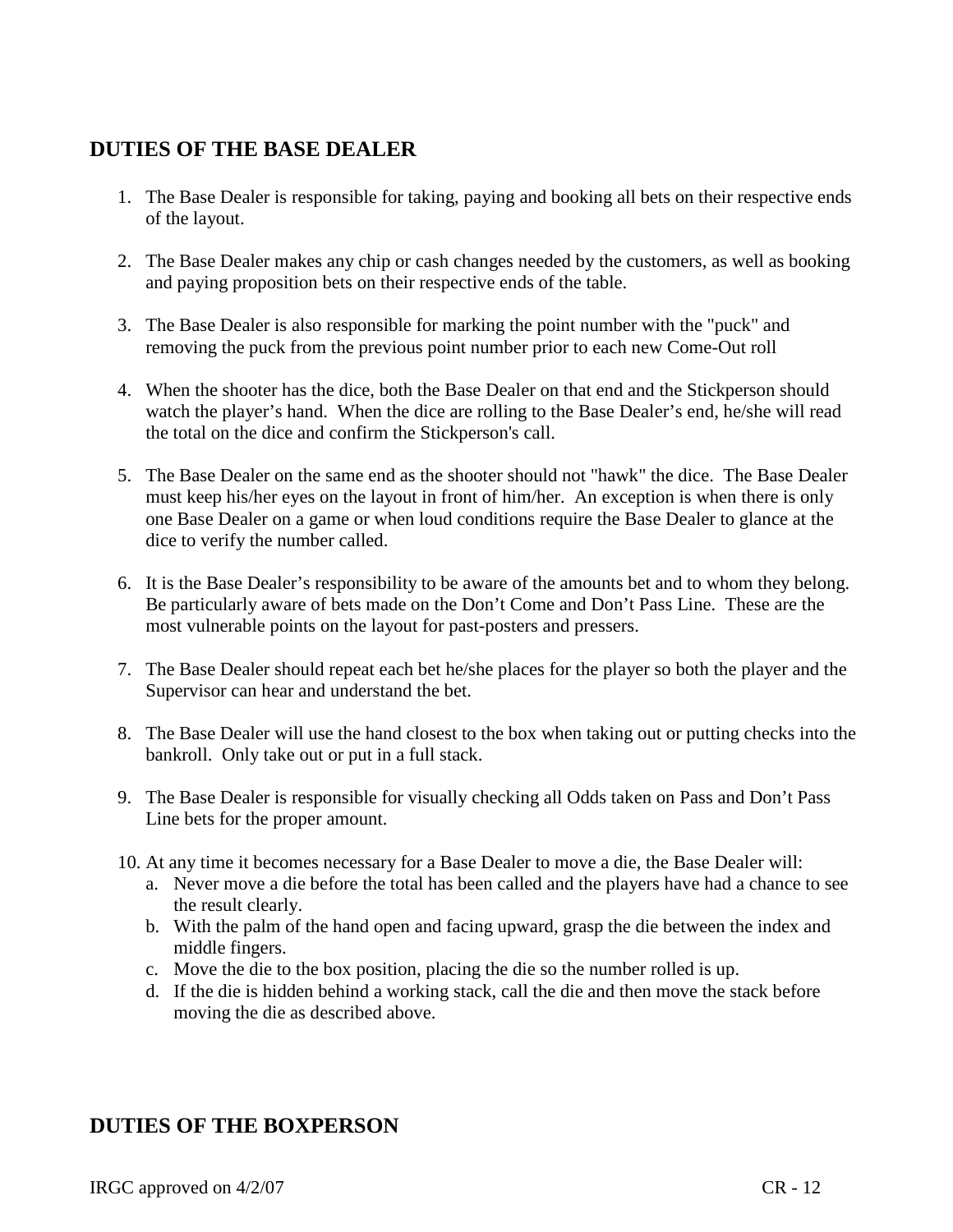## DUTIES OF THE BASE DEALER

1. The Base Dealer is responsible for taking, paying and booking all bets on their respective ends of the layout.

2. The Base Dealer makes any chip or cash changes needed by the customers, as well as booking and paying proposition bets on their respective ends of the table.

3. The Base Dealer is also responsible for marking the point number with the "puck" and removing the puck from the previous point number prior to each new Come-Out roll

4. When the shooter has the dice, both the Base Dealer on that end and the Stickperson should watch the player's hand. When the dice are rolling to the Base Dealer's end, he/she will read the total on the dice and confirm the Stickperson's call.

5. The Base Dealer on the same end as the shooter should not "hawk" the dice. The Base Dealer must keep his/her eyes on the layout in front of him/her. An exception is when there is only one Base Dealer on a game or when loud conditions require the Base Dealer to glance at the dice to verify the number called.

6. It is the Base Dealer's responsibility to be aware of the amounts bet and to whom they belong. Be particularly aware of bets made on the Don't Come and Don't Pass Line. These are the most vulnerable points on the layout for past-posters and pressers.

7. The Base Dealer should repeat each bet he/she places for the player so both the player and the Supervisor can hear and understand the bet.

8. The Base Dealer will use the hand closest to the box when taking out or putting checks into the bankroll. Only take out or put in a full stack.

9. The Base Dealer is responsible for visually checking all Odds taken on Pass and Don't Pass Line bets for the proper amount.

10. At any time it becomes necessary for a Base Dealer to move a die, the Base Dealer will:
    a. Never move a die before the total has been called and the players have had a chance to see the result clearly.
    b. With the palm of the hand open and facing upward, grasp the die between the index and middle fingers.
    c. Move the die to the box position, placing the die so the number rolled is up.
    d. If the die is hidden behind a working stack, call the die and then move the stack before moving the die as described above.

## DUTIES OF THE BOXPERSON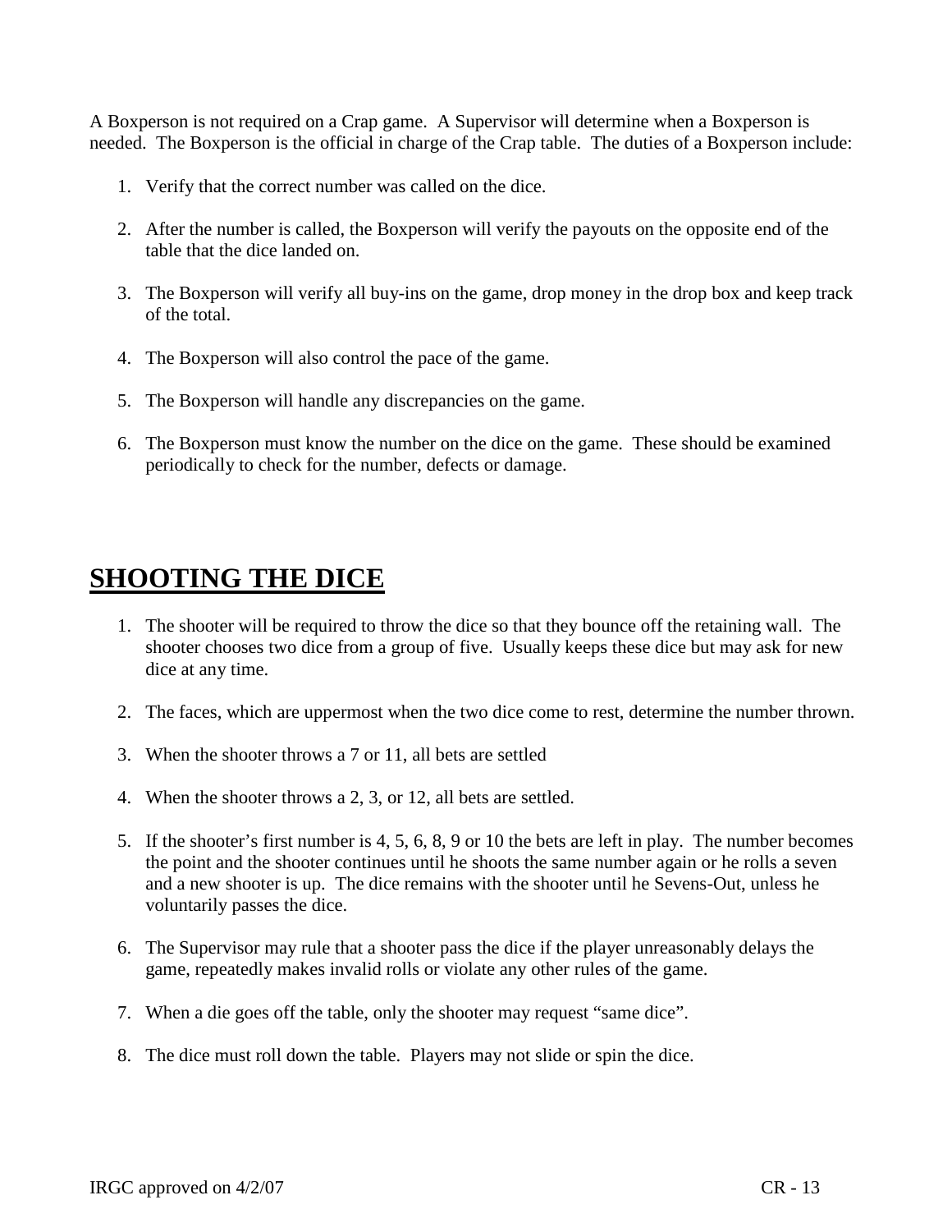A Boxperson is not required on a Crap game. A Supervisor will determine when a Boxperson is needed. The Boxperson is the official in charge of the Crap table. The duties of a Boxperson include:

1. Verify that the correct number was called on the dice.

2. After the number is called, the Boxperson will verify the payouts on the opposite end of the table that the dice landed on.

3. The Boxperson will verify all buy-ins on the game, drop money in the drop box and keep track of the total.

4. The Boxperson will also control the pace of the game.

5. The Boxperson will handle any discrepancies on the game.

6. The Boxperson must know the number on the dice on the game. These should be examined periodically to check for the number, defects or damage.

# SHOOTING THE DICE

1. The shooter will be required to throw the dice so that they bounce off the retaining wall. The shooter chooses two dice from a group of five. Usually keeps these dice but may ask for new dice at any time.

2. The faces, which are uppermost when the two dice come to rest, determine the number thrown.

3. When the shooter throws a 7 or 11, all bets are settled

4. When the shooter throws a 2, 3, or 12, all bets are settled.

5. If the shooter's first number is 4, 5, 6, 8, 9 or 10 the bets are left in play. The number becomes the point and the shooter continues until he shoots the same number again or he rolls a seven and a new shooter is up. The dice remains with the shooter until he Sevens-Out, unless he voluntarily passes the dice.

6. The Supervisor may rule that a shooter pass the dice if the player unreasonably delays the game, repeatedly makes invalid rolls or violate any other rules of the game.

7. When a die goes off the table, only the shooter may request "same dice".

8. The dice must roll down the table. Players may not slide or spin the dice.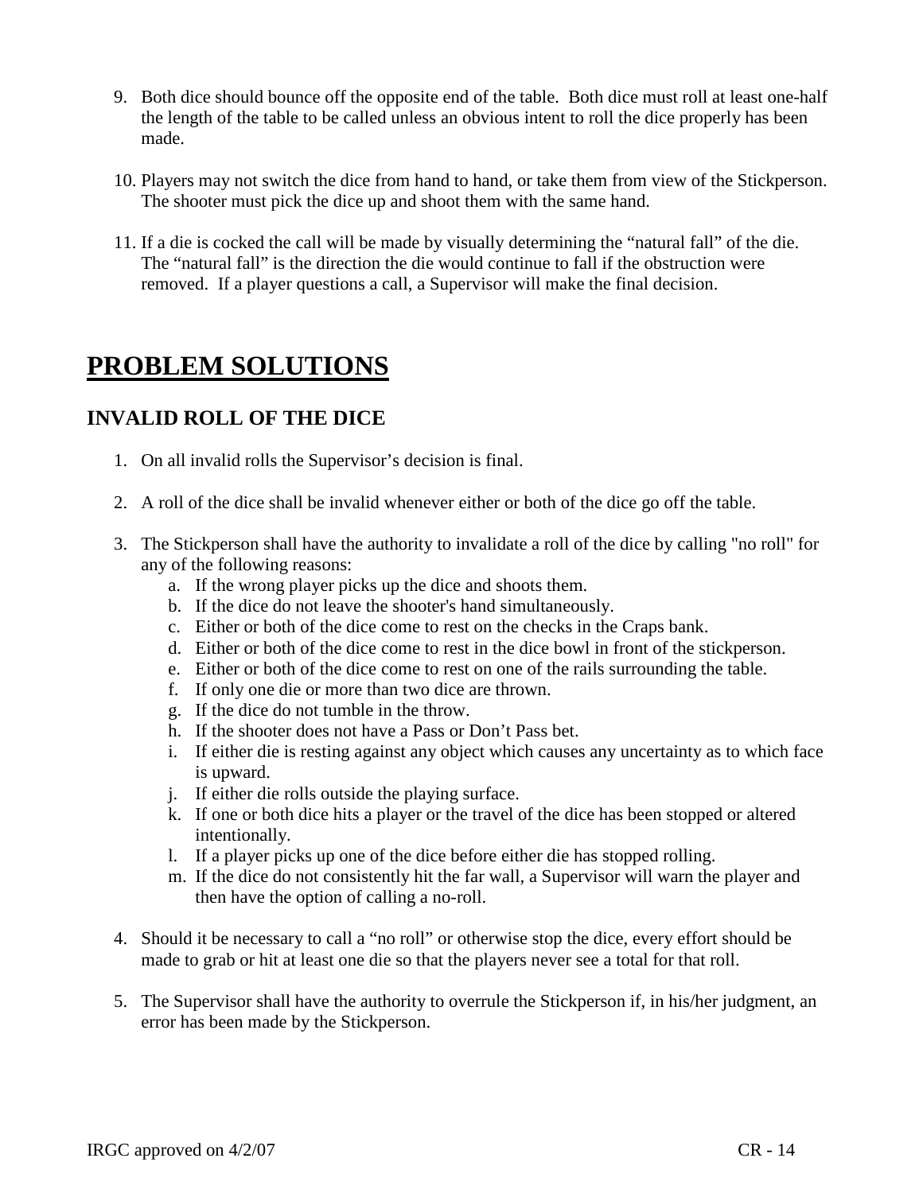9. Both dice should bounce off the opposite end of the table. Both dice must roll at least one-half the length of the table to be called unless an obvious intent to roll the dice properly has been made.

10. Players may not switch the dice from hand to hand, or take them from view of the Stickperson. The shooter must pick the dice up and shoot them with the same hand.

11. If a die is cocked the call will be made by visually determining the "natural fall" of the die. The "natural fall" is the direction the die would continue to fall if the obstruction were removed. If a player questions a call, a Supervisor will make the final decision.

# PROBLEM SOLUTIONS

## INVALID ROLL OF THE DICE

1. On all invalid rolls the Supervisor's decision is final.

2. A roll of the dice shall be invalid whenever either or both of the dice go off the table.

3. The Stickperson shall have the authority to invalidate a roll of the dice by calling "no roll" for any of the following reasons:
   a. If the wrong player picks up the dice and shoots them.
   b. If the dice do not leave the shooter's hand simultaneously.
   c. Either or both of the dice come to rest on the checks in the Craps bank.
   d. Either or both of the dice come to rest in the dice bowl in front of the stickperson.
   e. Either or both of the dice come to rest on one of the rails surrounding the table.
   f. If only one die or more than two dice are thrown.
   g. If the dice do not tumble in the throw.
   h. If the shooter does not have a Pass or Don't Pass bet.
   i. If either die is resting against any object which causes any uncertainty as to which face is upward.
   j. If either die rolls outside the playing surface.
   k. If one or both dice hits a player or the travel of the dice has been stopped or altered intentionally.
   l. If a player picks up one of the dice before either die has stopped rolling.
   m. If the dice do not consistently hit the far wall, a Supervisor will warn the player and then have the option of calling a no-roll.

4. Should it be necessary to call a "no roll" or otherwise stop the dice, every effort should be made to grab or hit at least one die so that the players never see a total for that roll.

5. The Supervisor shall have the authority to overrule the Stickperson if, in his/her judgment, an error has been made by the Stickperson.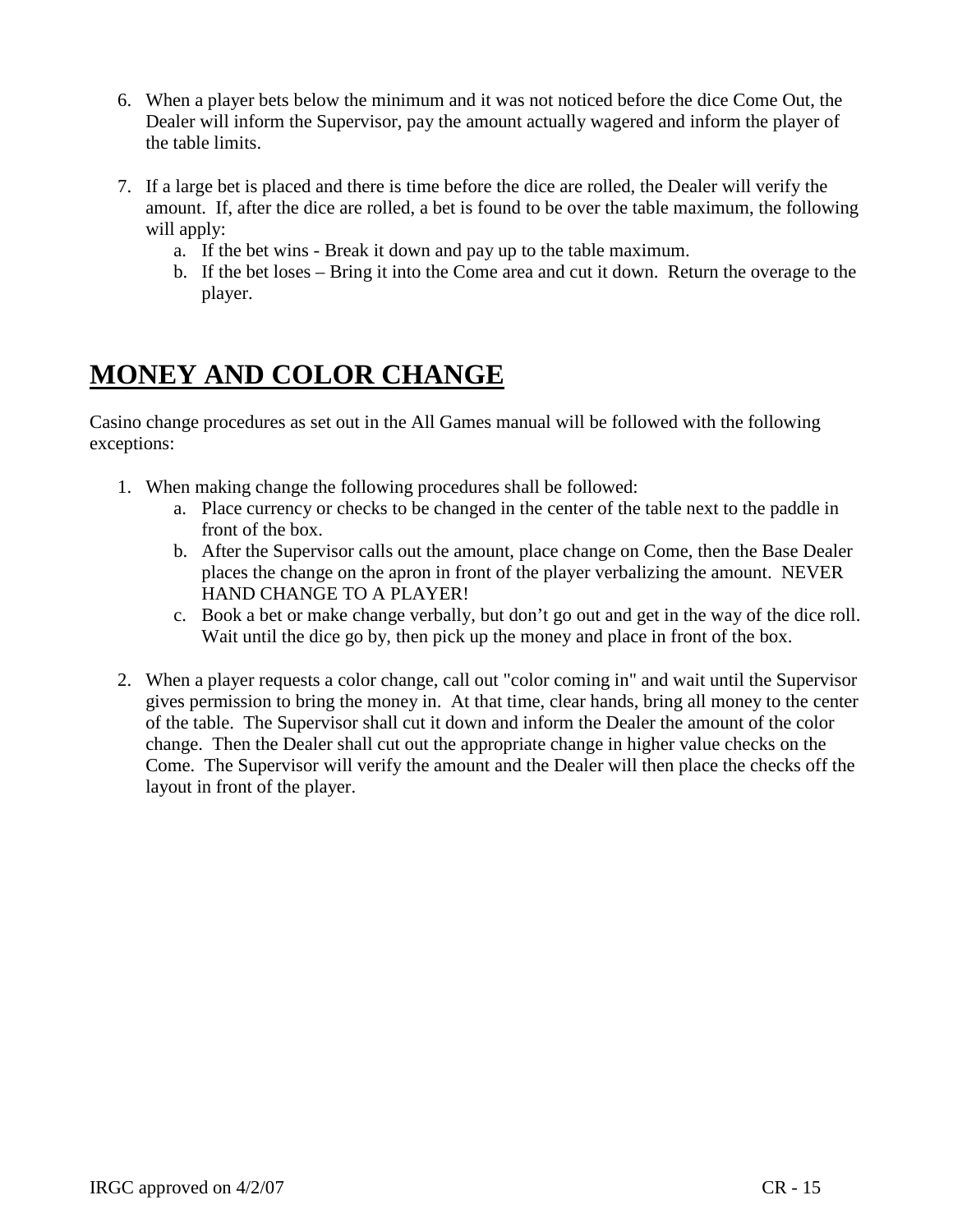6. When a player bets below the minimum and it was not noticed before the dice Come Out, the Dealer will inform the Supervisor, pay the amount actually wagered and inform the player of the table limits.

7. If a large bet is placed and there is time before the dice are rolled, the Dealer will verify the amount. If, after the dice are rolled, a bet is found to be over the table maximum, the following will apply:
   a. If the bet wins - Break it down and pay up to the table maximum.
   b. If the bet loses – Bring it into the Come area and cut it down. Return the overage to the player.

# MONEY AND COLOR CHANGE

Casino change procedures as set out in the All Games manual will be followed with the following exceptions:

1. When making change the following procedures shall be followed:
   a. Place currency or checks to be changed in the center of the table next to the paddle in front of the box.
   b. After the Supervisor calls out the amount, place change on Come, then the Base Dealer places the change on the apron in front of the player verbalizing the amount. NEVER HAND CHANGE TO A PLAYER!
   c. Book a bet or make change verbally, but don't go out and get in the way of the dice roll. Wait until the dice go by, then pick up the money and place in front of the box.

2. When a player requests a color change, call out "color coming in" and wait until the Supervisor gives permission to bring the money in. At that time, clear hands, bring all money to the center of the table. The Supervisor shall cut it down and inform the Dealer the amount of the color change. Then the Dealer shall cut out the appropriate change in higher value checks on the Come. The Supervisor will verify the amount and the Dealer will then place the checks off the layout in front of the player.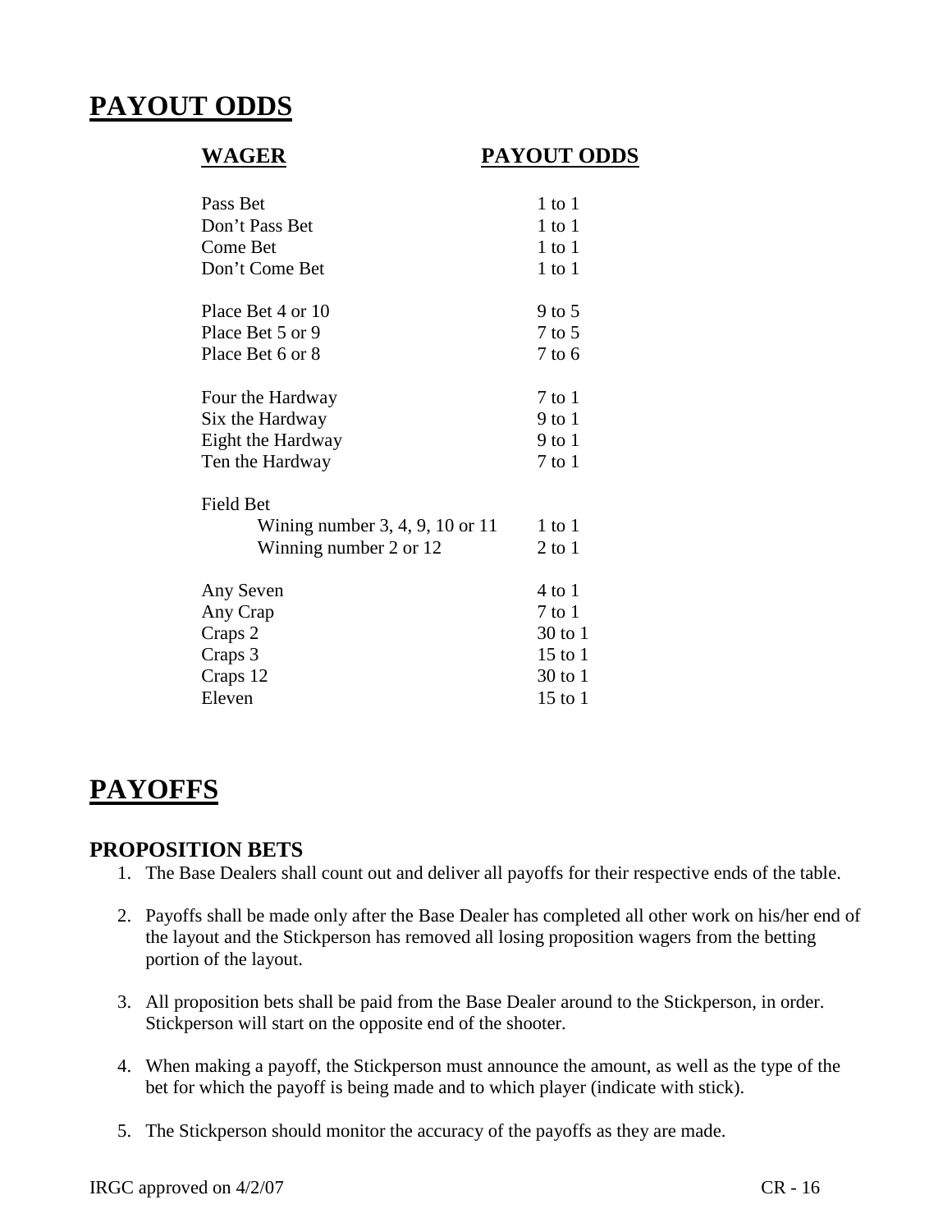# PAYOUT ODDS

| WAGER | PAYOUT ODDS |
| --- | --- |
| Pass Bet | 1 to 1 |
| Don't Pass Bet | 1 to 1 |
| Come Bet | 1 to 1 |
| Don't Come Bet | 1 to 1 |
| | |
| Place Bet 4 or 10 | 9 to 5 |
| Place Bet 5 or 9 | 7 to 5 |
| Place Bet 6 or 8 | 7 to 6 |
| | |
| Four the Hardway | 7 to 1 |
| Six the Hardway | 9 to 1 |
| Eight the Hardway | 9 to 1 |
| Ten the Hardway | 7 to 1 |
| | |
| Field Bet | |
| Wining number 3, 4, 9, 10 or 11 | 1 to 1 |
| Winning number 2 or 12 | 2 to 1 |
| | |
| Any Seven | 4 to 1 |
| Any Crap | 7 to 1 |
| Craps 2 | 30 to 1 |
| Craps 3 | 15 to 1 |
| Craps 12 | 30 to 1 |
| Eleven | 15 to 1 |

# PAYOFFS

### PROPOSITION BETS

1. The Base Dealers shall count out and deliver all payoffs for their respective ends of the table.
2. Payoffs shall be made only after the Base Dealer has completed all other work on his/her end of the layout and the Stickperson has removed all losing proposition wagers from the betting portion of the layout.
3. All proposition bets shall be paid from the Base Dealer around to the Stickperson, in order. Stickperson will start on the opposite end of the shooter.
4. When making a payoff, the Stickperson must announce the amount, as well as the type of the bet for which the payoff is being made and to which player (indicate with stick).
5. The Stickperson should monitor the accuracy of the payoffs as they are made.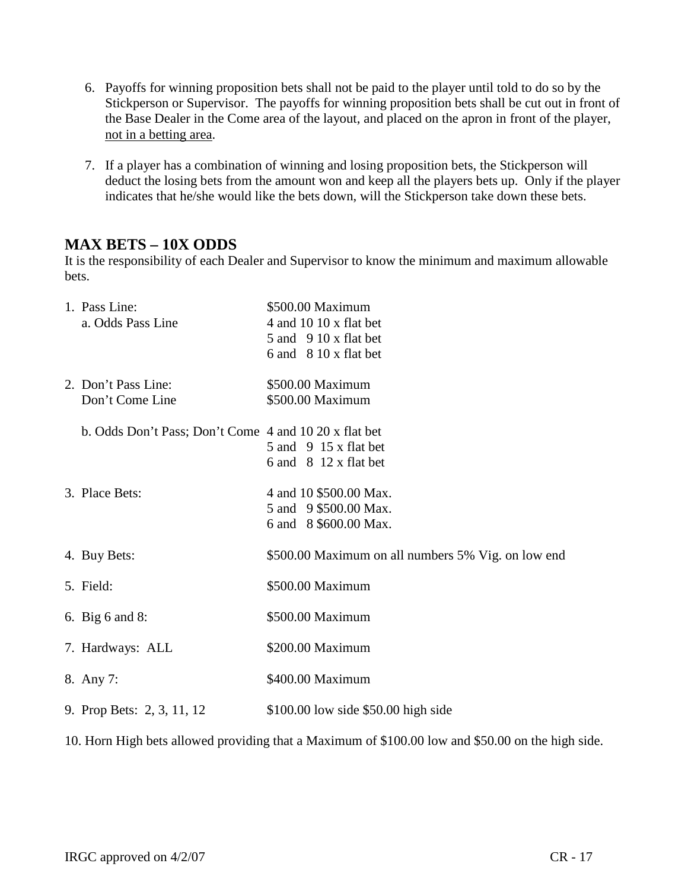6. Payoffs for winning proposition bets shall not be paid to the player until told to do so by the Stickperson or Supervisor. The payoffs for winning proposition bets shall be cut out in front of the Base Dealer in the Come area of the layout, and placed on the apron in front of the player, <u>not in a betting area</u>.

7. If a player has a combination of winning and losing proposition bets, the Stickperson will deduct the losing bets from the amount won and keep all the players bets up. Only if the player indicates that he/she would like the bets down, will the Stickperson take down these bets.

## MAX BETS – 10X ODDS

It is the responsibility of each Dealer and Supervisor to know the minimum and maximum allowable bets.

| | |
|---|---|
| 1. Pass Line: | $500.00 Maximum |
| a. Odds Pass Line | 4 and 10 10 x flat bet |
| | 5 and 9 10 x flat bet |
| | 6 and 8 10 x flat bet |
| 2. Don't Pass Line: | $500.00 Maximum |
| Don't Come Line | $500.00 Maximum |
| b. Odds Don't Pass; Don't Come | 4 and 10 20 x flat bet |
| | 5 and 9 15 x flat bet |
| | 6 and 8 12 x flat bet |
| 3. Place Bets: | 4 and 10 $500.00 Max. |
| | 5 and 9 $500.00 Max. |
| | 6 and 8 $600.00 Max. |
| 4. Buy Bets: | $500.00 Maximum on all numbers 5% Vig. on low end |
| 5. Field: | $500.00 Maximum |
| 6. Big 6 and 8: | $500.00 Maximum |
| 7. Hardways: ALL | $200.00 Maximum |
| 8. Any 7: | $400.00 Maximum |
| 9. Prop Bets: 2, 3, 11, 12 | $100.00 low side $50.00 high side |

10. Horn High bets allowed providing that a Maximum of $100.00 low and $50.00 on the high side.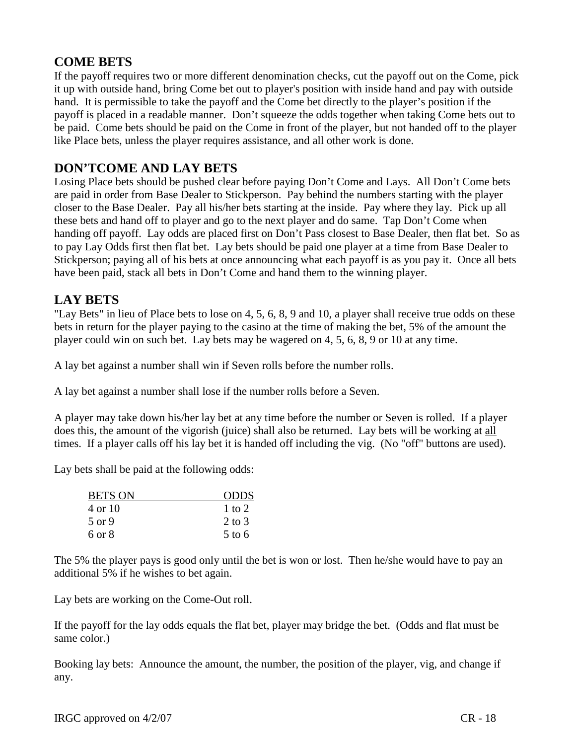## COME BETS

If the payoff requires two or more different denomination checks, cut the payoff out on the Come, pick it up with outside hand, bring Come bet out to player's position with inside hand and pay with outside hand. It is permissible to take the payoff and the Come bet directly to the player's position if the payoff is placed in a readable manner. Don't squeeze the odds together when taking Come bets out to be paid. Come bets should be paid on the Come in front of the player, but not handed off to the player like Place bets, unless the player requires assistance, and all other work is done.

## DON'TCOME AND LAY BETS

Losing Place bets should be pushed clear before paying Don't Come and Lays. All Don't Come bets are paid in order from Base Dealer to Stickperson. Pay behind the numbers starting with the player closer to the Base Dealer. Pay all his/her bets starting at the inside. Pay where they lay. Pick up all these bets and hand off to player and go to the next player and do same. Tap Don't Come when handing off payoff. Lay odds are placed first on Don't Pass closest to Base Dealer, then flat bet. So as to pay Lay Odds first then flat bet. Lay bets should be paid one player at a time from Base Dealer to Stickperson; paying all of his bets at once announcing what each payoff is as you pay it. Once all bets have been paid, stack all bets in Don't Come and hand them to the winning player.

## LAY BETS

"Lay Bets" in lieu of Place bets to lose on 4, 5, 6, 8, 9 and 10, a player shall receive true odds on these bets in return for the player paying to the casino at the time of making the bet, 5% of the amount the player could win on such bet. Lay bets may be wagered on 4, 5, 6, 8, 9 or 10 at any time.

A lay bet against a number shall win if Seven rolls before the number rolls.

A lay bet against a number shall lose if the number rolls before a Seven.

A player may take down his/her lay bet at any time before the number or Seven is rolled. If a player does this, the amount of the vigorish (juice) shall also be returned. Lay bets will be working at all times. If a player calls off his lay bet it is handed off including the vig. (No "off" buttons are used).

Lay bets shall be paid at the following odds:

| BETS ON | ODDS |
|---|---|
| 4 or 10 | 1 to 2 |
| 5 or 9 | 2 to 3 |
| 6 or 8 | 5 to 6 |

The 5% the player pays is good only until the bet is won or lost. Then he/she would have to pay an additional 5% if he wishes to bet again.

Lay bets are working on the Come-Out roll.

If the payoff for the lay odds equals the flat bet, player may bridge the bet. (Odds and flat must be same color.)

Booking lay bets: Announce the amount, the number, the position of the player, vig, and change if any.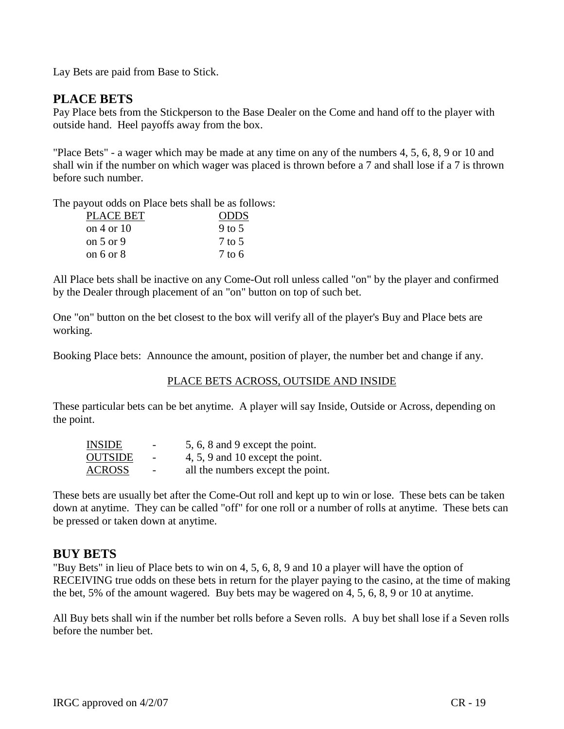Lay Bets are paid from Base to Stick.

## PLACE BETS

Pay Place bets from the Stickperson to the Base Dealer on the Come and hand off to the player with outside hand. Heel payoffs away from the box.

"Place Bets" - a wager which may be made at any time on any of the numbers 4, 5, 6, 8, 9 or 10 and shall win if the number on which wager was placed is thrown before a 7 and shall lose if a 7 is thrown before such number.

The payout odds on Place bets shall be as follows:

| PLACE BET | ODDS |
|---|---|
| on 4 or 10 | 9 to 5 |
| on 5 or 9 | 7 to 5 |
| on 6 or 8 | 7 to 6 |

All Place bets shall be inactive on any Come-Out roll unless called "on" by the player and confirmed by the Dealer through placement of an "on" button on top of such bet.

One "on" button on the bet closest to the box will verify all of the player's Buy and Place bets are working.

Booking Place bets: Announce the amount, position of player, the number bet and change if any.

PLACE BETS ACROSS, OUTSIDE AND INSIDE

These particular bets can be bet anytime. A player will say Inside, Outside or Across, depending on the point.

| | | |
|---|---|---|
| INSIDE | - | 5, 6, 8 and 9 except the point. |
| OUTSIDE | - | 4, 5, 9 and 10 except the point. |
| ACROSS | - | all the numbers except the point. |

These bets are usually bet after the Come-Out roll and kept up to win or lose. These bets can be taken down at anytime. They can be called "off" for one roll or a number of rolls at anytime. These bets can be pressed or taken down at anytime.

## BUY BETS

"Buy Bets" in lieu of Place bets to win on 4, 5, 6, 8, 9 and 10 a player will have the option of RECEIVING true odds on these bets in return for the player paying to the casino, at the time of making the bet, 5% of the amount wagered. Buy bets may be wagered on 4, 5, 6, 8, 9 or 10 at anytime.

All Buy bets shall win if the number bet rolls before a Seven rolls. A buy bet shall lose if a Seven rolls before the number bet.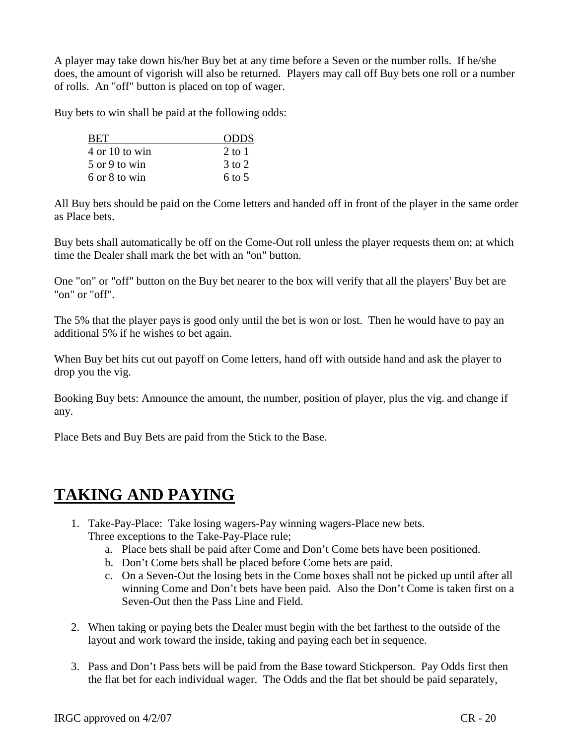A player may take down his/her Buy bet at any time before a Seven or the number rolls. If he/she does, the amount of vigorish will also be returned. Players may call off Buy bets one roll or a number of rolls. An "off" button is placed on top of wager.

Buy bets to win shall be paid at the following odds:

| BET | ODDS |
|---|---|
| 4 or 10 to win | 2 to 1 |
| 5 or 9 to win | 3 to 2 |
| 6 or 8 to win | 6 to 5 |

All Buy bets should be paid on the Come letters and handed off in front of the player in the same order as Place bets.

Buy bets shall automatically be off on the Come-Out roll unless the player requests them on; at which time the Dealer shall mark the bet with an "on" button.

One "on" or "off" button on the Buy bet nearer to the box will verify that all the players' Buy bet are "on" or "off".

The 5% that the player pays is good only until the bet is won or lost. Then he would have to pay an additional 5% if he wishes to bet again.

When Buy bet hits cut out payoff on Come letters, hand off with outside hand and ask the player to drop you the vig.

Booking Buy bets: Announce the amount, the number, position of player, plus the vig. and change if any.

Place Bets and Buy Bets are paid from the Stick to the Base.

# TAKING AND PAYING

1. Take-Pay-Place: Take losing wagers-Pay winning wagers-Place new bets.
   Three exceptions to the Take-Pay-Place rule;
   a. Place bets shall be paid after Come and Don't Come bets have been positioned.
   b. Don't Come bets shall be placed before Come bets are paid.
   c. On a Seven-Out the losing bets in the Come boxes shall not be picked up until after all winning Come and Don't bets have been paid. Also the Don't Come is taken first on a Seven-Out then the Pass Line and Field.

2. When taking or paying bets the Dealer must begin with the bet farthest to the outside of the layout and work toward the inside, taking and paying each bet in sequence.

3. Pass and Don't Pass bets will be paid from the Base toward Stickperson. Pay Odds first then the flat bet for each individual wager. The Odds and the flat bet should be paid separately,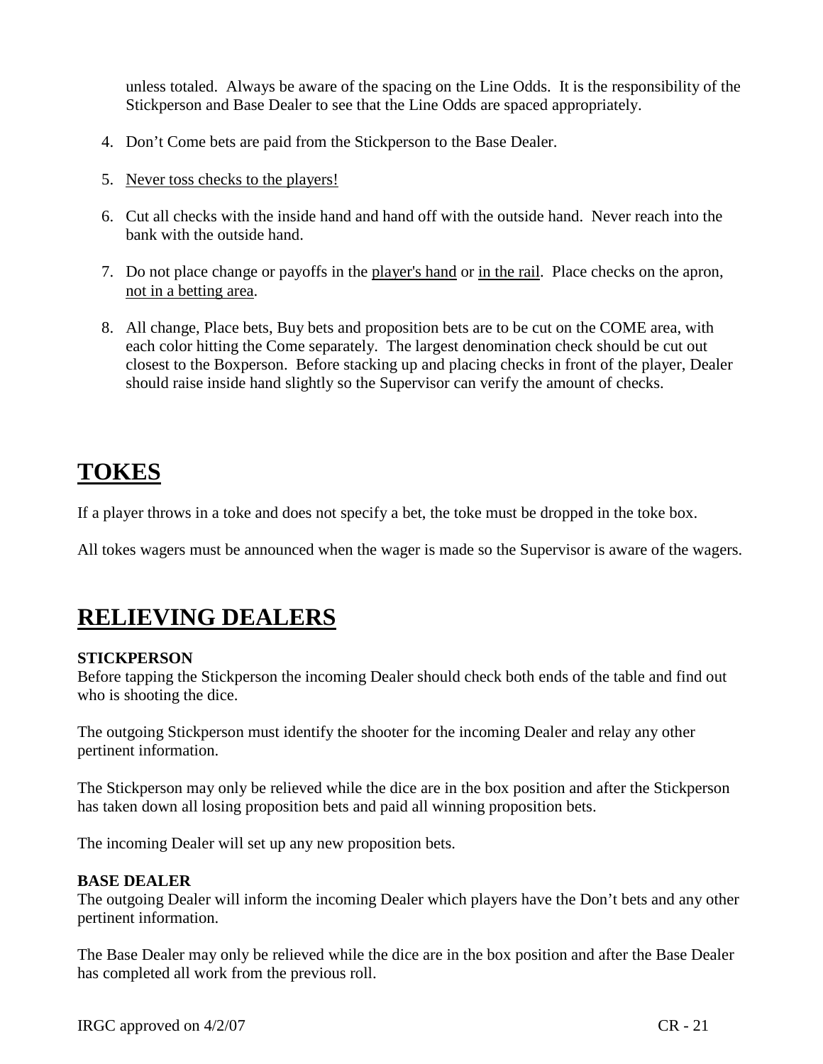unless totaled. Always be aware of the spacing on the Line Odds. It is the responsibility of the Stickperson and Base Dealer to see that the Line Odds are spaced appropriately.

4. Don't Come bets are paid from the Stickperson to the Base Dealer.

5. <u>Never toss checks to the players!</u>

6. Cut all checks with the inside hand and hand off with the outside hand. Never reach into the bank with the outside hand.

7. Do not place change or payoffs in the <u>player's hand</u> or <u>in the rail</u>. Place checks on the apron, <u>not in a betting area</u>.

8. All change, Place bets, Buy bets and proposition bets are to be cut on the COME area, with each color hitting the Come separately. The largest denomination check should be cut out closest to the Boxperson. Before stacking up and placing checks in front of the player, Dealer should raise inside hand slightly so the Supervisor can verify the amount of checks.

# TOKES

If a player throws in a toke and does not specify a bet, the toke must be dropped in the toke box.

All tokes wagers must be announced when the wager is made so the Supervisor is aware of the wagers.

# RELIEVING DEALERS

**STICKPERSON**

Before tapping the Stickperson the incoming Dealer should check both ends of the table and find out who is shooting the dice.

The outgoing Stickperson must identify the shooter for the incoming Dealer and relay any other pertinent information.

The Stickperson may only be relieved while the dice are in the box position and after the Stickperson has taken down all losing proposition bets and paid all winning proposition bets.

The incoming Dealer will set up any new proposition bets.

**BASE DEALER**

The outgoing Dealer will inform the incoming Dealer which players have the Don't bets and any other pertinent information.

The Base Dealer may only be relieved while the dice are in the box position and after the Base Dealer has completed all work from the previous roll.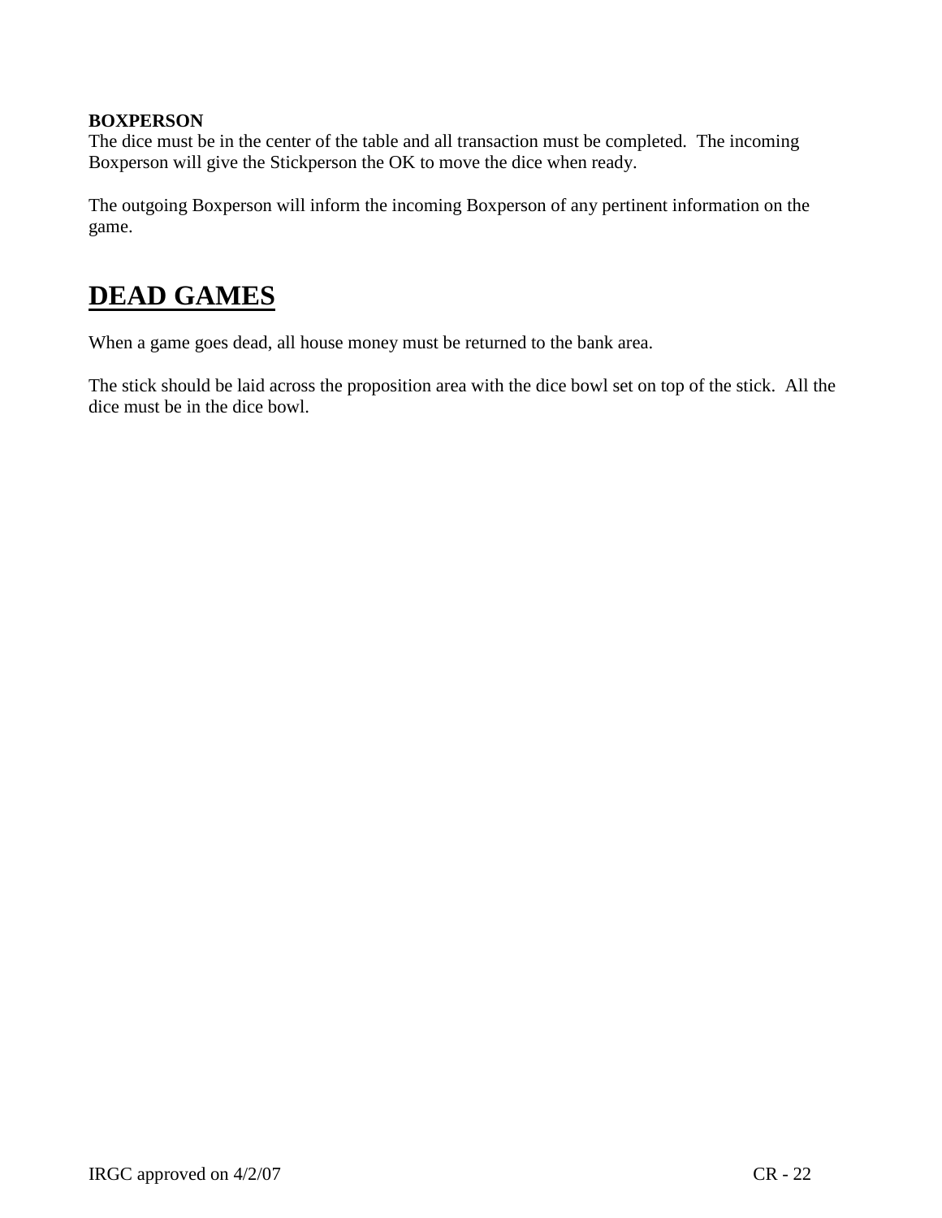**BOXPERSON**
The dice must be in the center of the table and all transaction must be completed. The incoming Boxperson will give the Stickperson the OK to move the dice when ready.

The outgoing Boxperson will inform the incoming Boxperson of any pertinent information on the game.

# DEAD GAMES

When a game goes dead, all house money must be returned to the bank area.

The stick should be laid across the proposition area with the dice bowl set on top of the stick. All the dice must be in the dice bowl.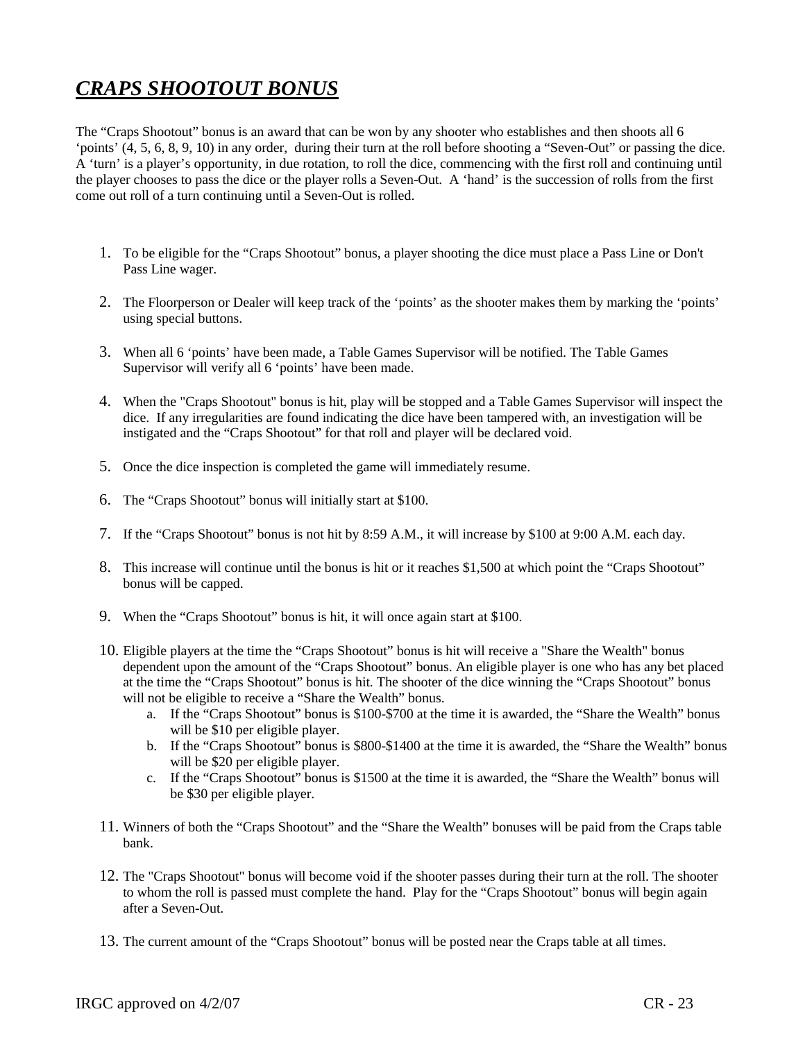# ***CRAPS SHOOTOUT BONUS***

The "Craps Shootout" bonus is an award that can be won by any shooter who establishes and then shoots all 6 'points' (4, 5, 6, 8, 9, 10) in any order, during their turn at the roll before shooting a "Seven-Out" or passing the dice. A 'turn' is a player's opportunity, in due rotation, to roll the dice, commencing with the first roll and continuing until the player chooses to pass the dice or the player rolls a Seven-Out. A 'hand' is the succession of rolls from the first come out roll of a turn continuing until a Seven-Out is rolled.

1. To be eligible for the "Craps Shootout" bonus, a player shooting the dice must place a Pass Line or Don't Pass Line wager.
2. The Floorperson or Dealer will keep track of the 'points' as the shooter makes them by marking the 'points' using special buttons.
3. When all 6 'points' have been made, a Table Games Supervisor will be notified. The Table Games Supervisor will verify all 6 'points' have been made.
4. When the "Craps Shootout" bonus is hit, play will be stopped and a Table Games Supervisor will inspect the dice. If any irregularities are found indicating the dice have been tampered with, an investigation will be instigated and the "Craps Shootout" for that roll and player will be declared void.
5. Once the dice inspection is completed the game will immediately resume.
6. The "Craps Shootout" bonus will initially start at $100.
7. If the "Craps Shootout" bonus is not hit by 8:59 A.M., it will increase by $100 at 9:00 A.M. each day.
8. This increase will continue until the bonus is hit or it reaches $1,500 at which point the "Craps Shootout" bonus will be capped.
9. When the "Craps Shootout" bonus is hit, it will once again start at $100.
10. Eligible players at the time the "Craps Shootout" bonus is hit will receive a "Share the Wealth" bonus dependent upon the amount of the "Craps Shootout" bonus. An eligible player is one who has any bet placed at the time the "Craps Shootout" bonus is hit. The shooter of the dice winning the "Craps Shootout" bonus will not be eligible to receive a "Share the Wealth" bonus.
    a. If the "Craps Shootout" bonus is $100-$700 at the time it is awarded, the "Share the Wealth" bonus will be $10 per eligible player.
    b. If the "Craps Shootout" bonus is $800-$1400 at the time it is awarded, the "Share the Wealth" bonus will be $20 per eligible player.
    c. If the "Craps Shootout" bonus is $1500 at the time it is awarded, the "Share the Wealth" bonus will be $30 per eligible player.
11. Winners of both the "Craps Shootout" and the "Share the Wealth" bonuses will be paid from the Craps table bank.
12. The "Craps Shootout" bonus will become void if the shooter passes during their turn at the roll. The shooter to whom the roll is passed must complete the hand. Play for the "Craps Shootout" bonus will begin again after a Seven-Out.
13. The current amount of the "Craps Shootout" bonus will be posted near the Craps table at all times.

IRGC approved on 4/2/07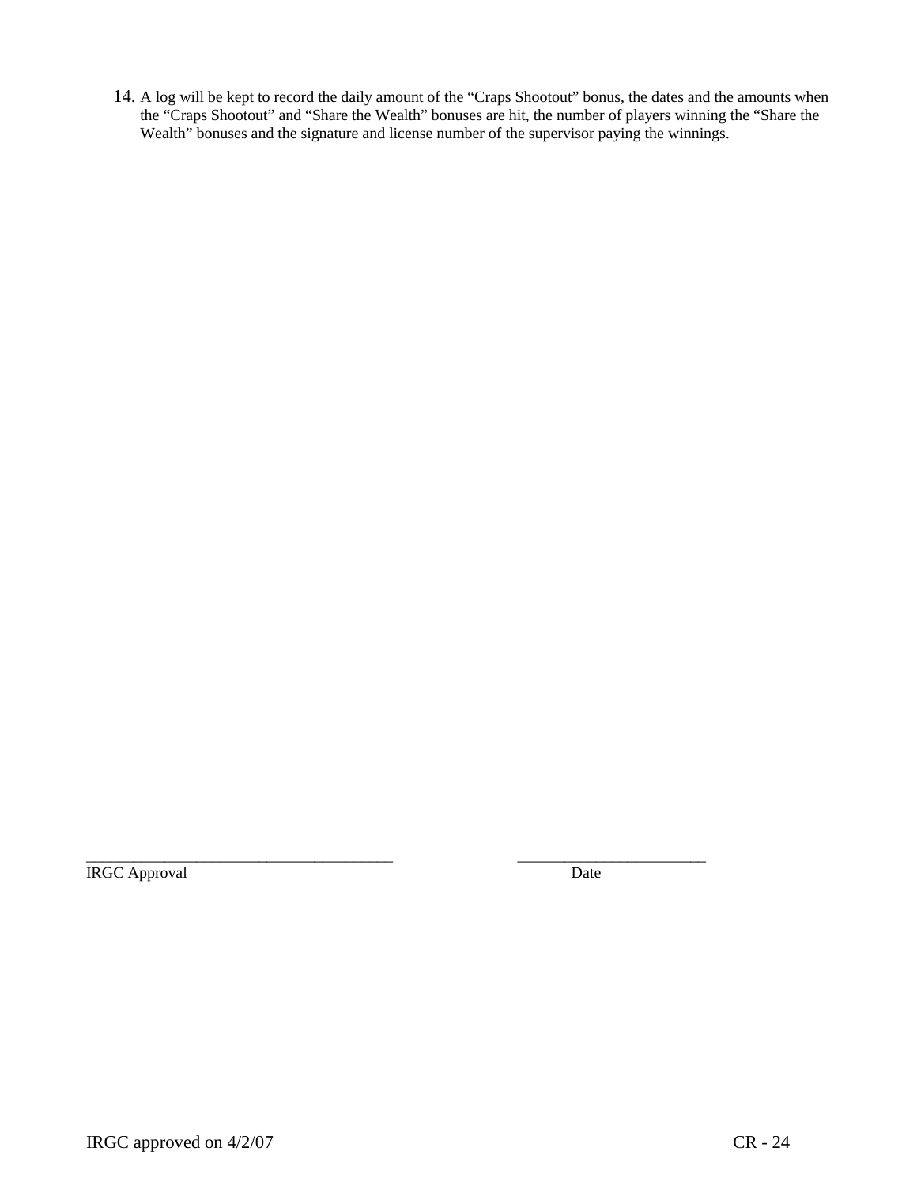14. A log will be kept to record the daily amount of the "Craps Shootout" bonus, the dates and the amounts when the "Craps Shootout" and "Share the Wealth" bonuses are hit, the number of players winning the "Share the Wealth" bonuses and the signature and license number of the supervisor paying the winnings.

_________________________________________ _________________________

IRGC Approval Date